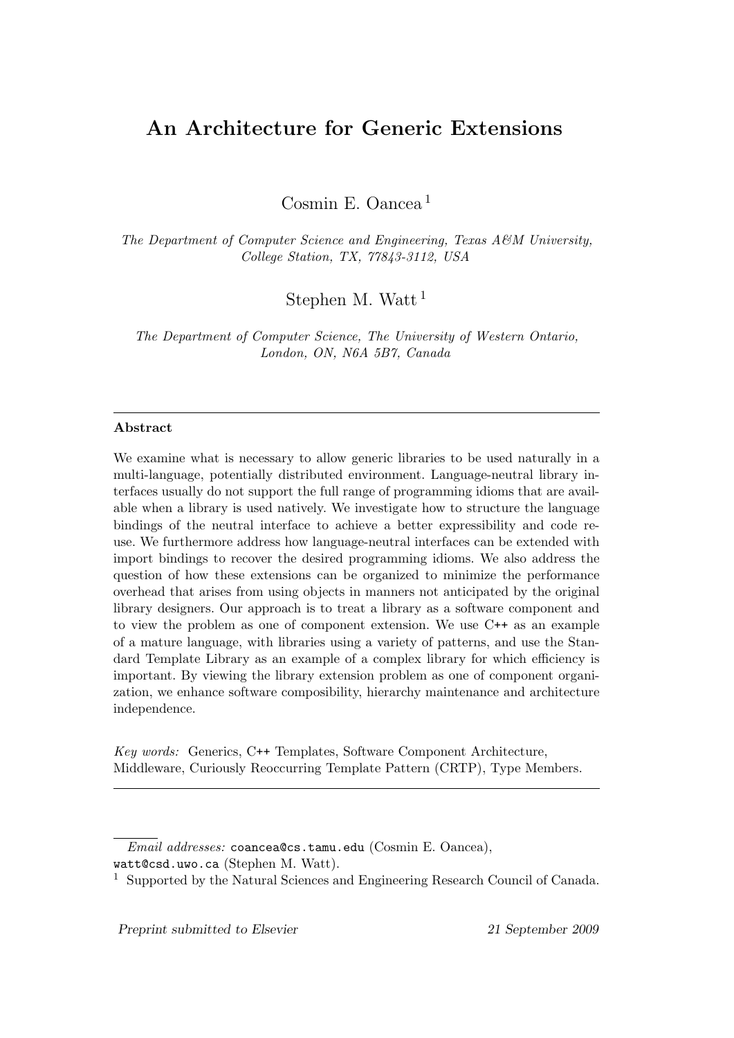# An Architecture for Generic Extensions

Cosmin E. Oancea [1]

*The Department of Computer Science and Engineering, Texas A&M University, College Station, TX, 77843-3112, USA*

Stephen M. Watt [1]

*The Department of Computer Science, The University of Western Ontario, London, ON, N6A 5B7, Canada*

---

**Abstract**

We examine what is necessary to allow generic libraries to be used naturally in a multi-language, potentially distributed environment. Language-neutral library interfaces usually do not support the full range of programming idioms that are available when a library is used natively. We investigate how to structure the language bindings of the neutral interface to achieve a better expressibility and code reuse. We furthermore address how language-neutral interfaces can be extended with import bindings to recover the desired programming idioms. We also address the question of how these extensions can be organized to minimize the performance overhead that arises from using objects in manners not anticipated by the original library designers. Our approach is to treat a library as a software component and to view the problem as one of component extension. We use C++ as an example of a mature language, with libraries using a variety of patterns, and use the Standard Template Library as an example of a complex library for which efficiency is important. By viewing the library extension problem as one of component organization, we enhance software composibility, hierarchy maintenance and architecture independence.

*Key words:* Generics, C++ Templates, Software Component Architecture, Middleware, Curiously Reoccurring Template Pattern (CRTP), Type Members.

---

*Email addresses:* `coancea@cs.tamu.edu` (Cosmin E. Oancea), `watt@csd.uwo.ca` (Stephen M. Watt).

[1] Supported by the Natural Sciences and Engineering Research Council of Canada.

*Preprint submitted to Elsevier* — *21 September 2009*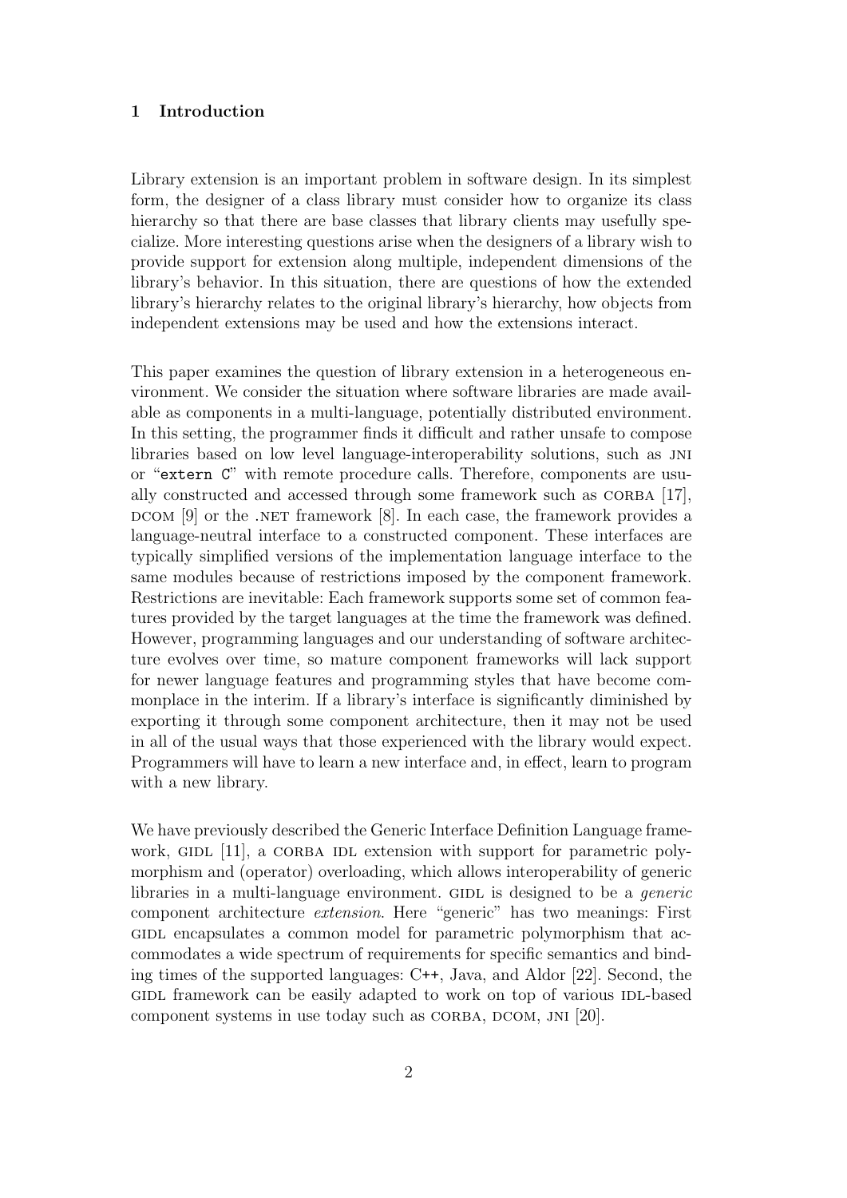## 1 Introduction

Library extension is an important problem in software design. In its simplest form, the designer of a class library must consider how to organize its class hierarchy so that there are base classes that library clients may usefully specialize. More interesting questions arise when the designers of a library wish to provide support for extension along multiple, independent dimensions of the library's behavior. In this situation, there are questions of how the extended library's hierarchy relates to the original library's hierarchy, how objects from independent extensions may be used and how the extensions interact.

This paper examines the question of library extension in a heterogeneous environment. We consider the situation where software libraries are made available as components in a multi-language, potentially distributed environment. In this setting, the programmer finds it difficult and rather unsafe to compose libraries based on low level language-interoperability solutions, such as JNI or "`extern C`" with remote procedure calls. Therefore, components are usually constructed and accessed through some framework such as CORBA [17], DCOM [9] or the .NET framework [8]. In each case, the framework provides a language-neutral interface to a constructed component. These interfaces are typically simplified versions of the implementation language interface to the same modules because of restrictions imposed by the component framework. Restrictions are inevitable: Each framework supports some set of common features provided by the target languages at the time the framework was defined. However, programming languages and our understanding of software architecture evolves over time, so mature component frameworks will lack support for newer language features and programming styles that have become commonplace in the interim. If a library's interface is significantly diminished by exporting it through some component architecture, then it may not be used in all of the usual ways that those experienced with the library would expect. Programmers will have to learn a new interface and, in effect, learn to program with a new library.

We have previously described the Generic Interface Definition Language framework, GIDL [11], a CORBA IDL extension with support for parametric polymorphism and (operator) overloading, which allows interoperability of generic libraries in a multi-language environment. GIDL is designed to be a *generic* component architecture *extension*. Here "generic" has two meanings: First GIDL encapsulates a common model for parametric polymorphism that accommodates a wide spectrum of requirements for specific semantics and binding times of the supported languages: C++, Java, and Aldor [22]. Second, the GIDL framework can be easily adapted to work on top of various IDL-based component systems in use today such as CORBA, DCOM, JNI [20].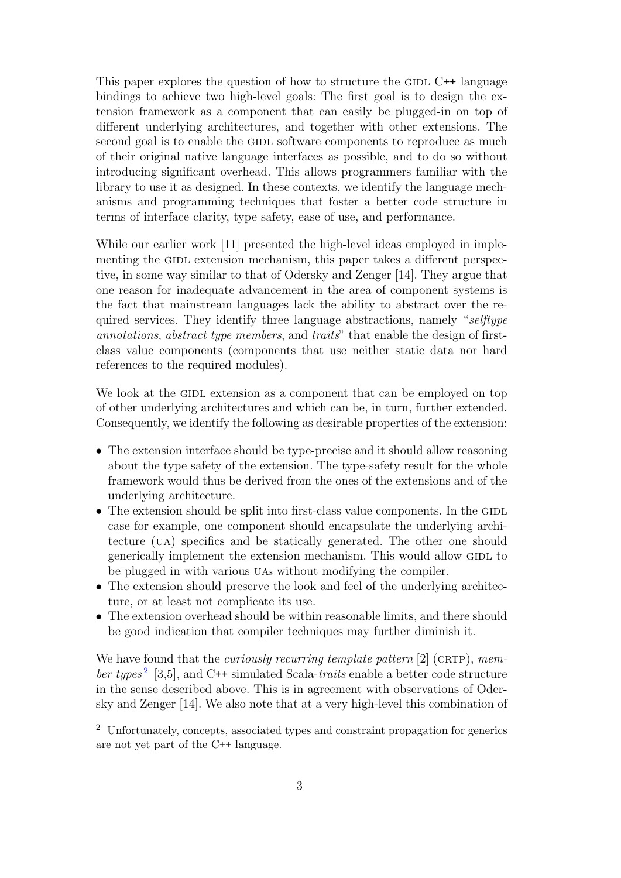This paper explores the question of how to structure the GIDL C++ language bindings to achieve two high-level goals: The first goal is to design the extension framework as a component that can easily be plugged-in on top of different underlying architectures, and together with other extensions. The second goal is to enable the GIDL software components to reproduce as much of their original native language interfaces as possible, and to do so without introducing significant overhead. This allows programmers familiar with the library to use it as designed. In these contexts, we identify the language mechanisms and programming techniques that foster a better code structure in terms of interface clarity, type safety, ease of use, and performance.

While our earlier work [11] presented the high-level ideas employed in implementing the GIDL extension mechanism, this paper takes a different perspective, in some way similar to that of Odersky and Zenger [14]. They argue that one reason for inadequate advancement in the area of component systems is the fact that mainstream languages lack the ability to abstract over the required services. They identify three language abstractions, namely "*selftype annotations*, *abstract type members*, and *traits*" that enable the design of first-class value components (components that use neither static data nor hard references to the required modules).

We look at the GIDL extension as a component that can be employed on top of other underlying architectures and which can be, in turn, further extended. Consequently, we identify the following as desirable properties of the extension:

- The extension interface should be type-precise and it should allow reasoning about the type safety of the extension. The type-safety result for the whole framework would thus be derived from the ones of the extensions and of the underlying architecture.
- The extension should be split into first-class value components. In the GIDL case for example, one component should encapsulate the underlying architecture (UA) specifics and be statically generated. The other one should generically implement the extension mechanism. This would allow GIDL to be plugged in with various UAs without modifying the compiler.
- The extension should preserve the look and feel of the underlying architecture, or at least not complicate its use.
- The extension overhead should be within reasonable limits, and there should be good indication that compiler techniques may further diminish it.

We have found that the *curiously recurring template pattern* [2] (CRTP), *member types*[2] [3,5], and C++ simulated Scala-*traits* enable a better code structure in the sense described above. This is in agreement with observations of Odersky and Zenger [14]. We also note that at a very high-level this combination of

[2] Unfortunately, concepts, associated types and constraint propagation for generics are not yet part of the C++ language.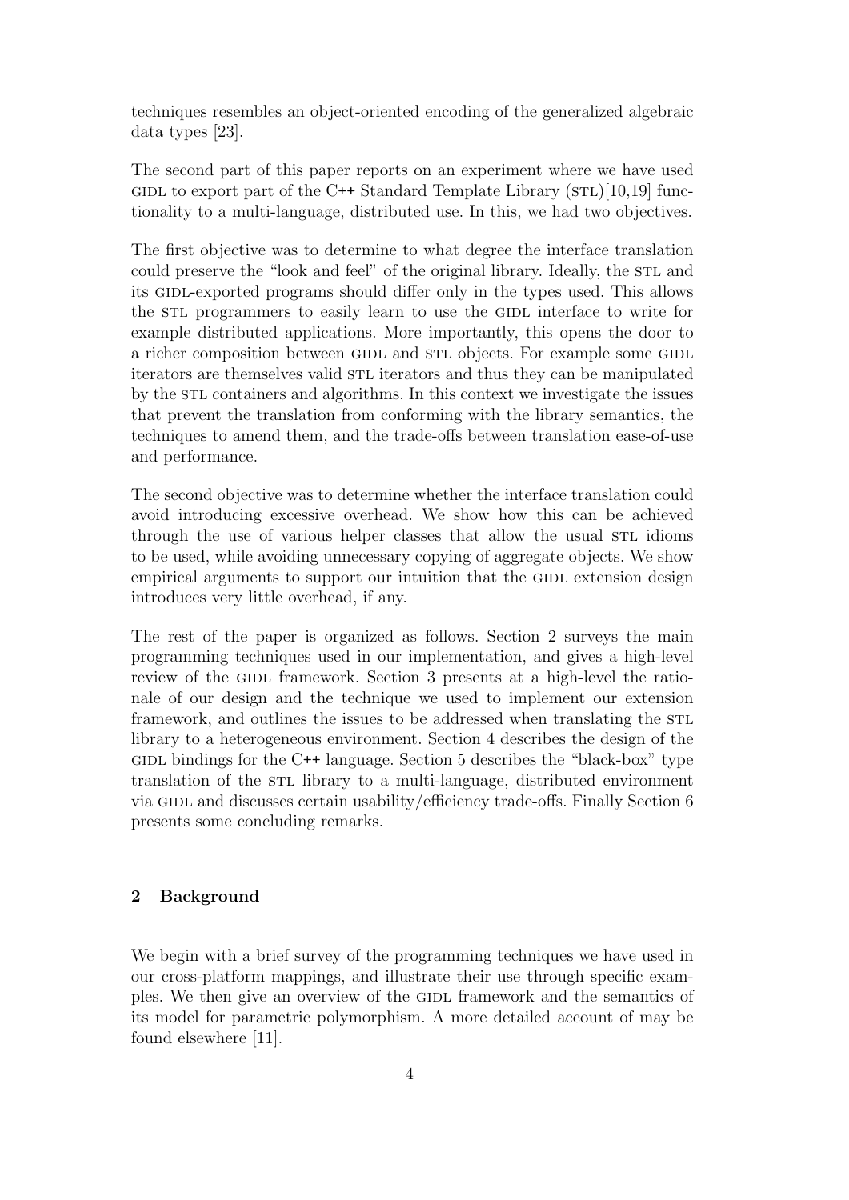techniques resembles an object-oriented encoding of the generalized algebraic data types [23].

The second part of this paper reports on an experiment where we have used GIDL to export part of the C++ Standard Template Library (STL)[10,19] functionality to a multi-language, distributed use. In this, we had two objectives.

The first objective was to determine to what degree the interface translation could preserve the "look and feel" of the original library. Ideally, the STL and its GIDL-exported programs should differ only in the types used. This allows the STL programmers to easily learn to use the GIDL interface to write for example distributed applications. More importantly, this opens the door to a richer composition between GIDL and STL objects. For example some GIDL iterators are themselves valid STL iterators and thus they can be manipulated by the STL containers and algorithms. In this context we investigate the issues that prevent the translation from conforming with the library semantics, the techniques to amend them, and the trade-offs between translation ease-of-use and performance.

The second objective was to determine whether the interface translation could avoid introducing excessive overhead. We show how this can be achieved through the use of various helper classes that allow the usual STL idioms to be used, while avoiding unnecessary copying of aggregate objects. We show empirical arguments to support our intuition that the GIDL extension design introduces very little overhead, if any.

The rest of the paper is organized as follows. Section 2 surveys the main programming techniques used in our implementation, and gives a high-level review of the GIDL framework. Section 3 presents at a high-level the rationale of our design and the technique we used to implement our extension framework, and outlines the issues to be addressed when translating the STL library to a heterogeneous environment. Section 4 describes the design of the GIDL bindings for the C++ language. Section 5 describes the "black-box" type translation of the STL library to a multi-language, distributed environment via GIDL and discusses certain usability/efficiency trade-offs. Finally Section 6 presents some concluding remarks.

## 2 Background

We begin with a brief survey of the programming techniques we have used in our cross-platform mappings, and illustrate their use through specific examples. We then give an overview of the GIDL framework and the semantics of its model for parametric polymorphism. A more detailed account of may be found elsewhere [11].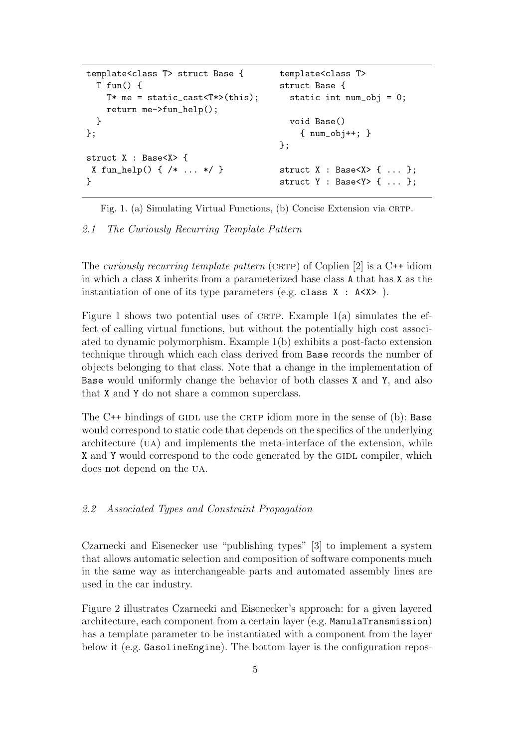```cpp
template<class T> struct Base {
  T fun() {
    T* me = static_cast<T*>(this);
    return me->fun_help();
  }
};

struct X : Base<X> {
 X fun_help() { /* ... */ }
}
```

```cpp
template<class T>
struct Base {
  static int num_obj = 0;

  void Base()
    { num_obj++; }
};

struct X : Base<X> { ... };
struct Y : Base<Y> { ... };
```

Fig. 1. (a) Simulating Virtual Functions, (b) Concise Extension via CRTP.

### 2.1 The Curiously Recurring Template Pattern

The *curiously recurring template pattern* (CRTP) of Coplien [2] is a C++ idiom in which a class X inherits from a parameterized base class A that has X as the instantiation of one of its type parameters (e.g. `class X : A<X>` ).

Figure 1 shows two potential uses of CRTP. Example 1(a) simulates the effect of calling virtual functions, but without the potentially high cost associated to dynamic polymorphism. Example 1(b) exhibits a post-facto extension technique through which each class derived from Base records the number of objects belonging to that class. Note that a change in the implementation of Base would uniformly change the behavior of both classes X and Y, and also that X and Y do not share a common superclass.

The C++ bindings of GIDL use the CRTP idiom more in the sense of (b): Base would correspond to static code that depends on the specifics of the underlying architecture (UA) and implements the meta-interface of the extension, while X and Y would correspond to the code generated by the GIDL compiler, which does not depend on the UA.

### 2.2 Associated Types and Constraint Propagation

Czarnecki and Eisenecker use "publishing types" [3] to implement a system that allows automatic selection and composition of software components much in the same way as interchangeable parts and automated assembly lines are used in the car industry.

Figure 2 illustrates Czarnecki and Eisenecker's approach: for a given layered architecture, each component from a certain layer (e.g. ManulaTransmission) has a template parameter to be instantiated with a component from the layer below it (e.g. GasolineEngine). The bottom layer is the configuration repos-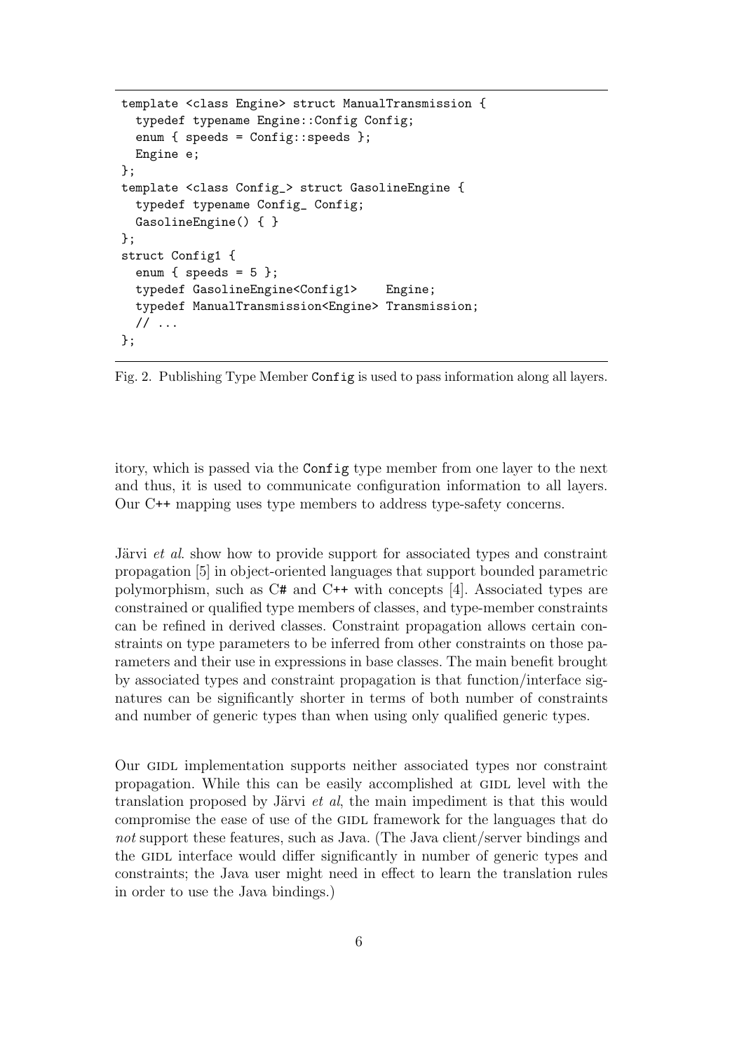```
template <class Engine> struct ManualTransmission {
  typedef typename Engine::Config Config;
  enum { speeds = Config::speeds };
  Engine e;
};
template <class Config_> struct GasolineEngine {
  typedef typename Config_ Config;
  GasolineEngine() { }
};
struct Config1 {
  enum { speeds = 5 };
  typedef GasolineEngine<Config1>    Engine;
  typedef ManualTransmission<Engine> Transmission;
  // ...
};
```

Fig. 2. Publishing Type Member `Config` is used to pass information along all layers.

itory, which is passed via the `Config` type member from one layer to the next and thus, it is used to communicate configuration information to all layers. Our C++ mapping uses type members to address type-safety concerns.

Järvi *et al.* show how to provide support for associated types and constraint propagation [5] in object-oriented languages that support bounded parametric polymorphism, such as C# and C++ with concepts [4]. Associated types are constrained or qualified type members of classes, and type-member constraints can be refined in derived classes. Constraint propagation allows certain constraints on type parameters to be inferred from other constraints on those parameters and their use in expressions in base classes. The main benefit brought by associated types and constraint propagation is that function/interface signatures can be significantly shorter in terms of both number of constraints and number of generic types than when using only qualified generic types.

Our GIDL implementation supports neither associated types nor constraint propagation. While this can be easily accomplished at GIDL level with the translation proposed by Järvi *et al*, the main impediment is that this would compromise the ease of use of the GIDL framework for the languages that do *not* support these features, such as Java. (The Java client/server bindings and the GIDL interface would differ significantly in number of generic types and constraints; the Java user might need in effect to learn the translation rules in order to use the Java bindings.)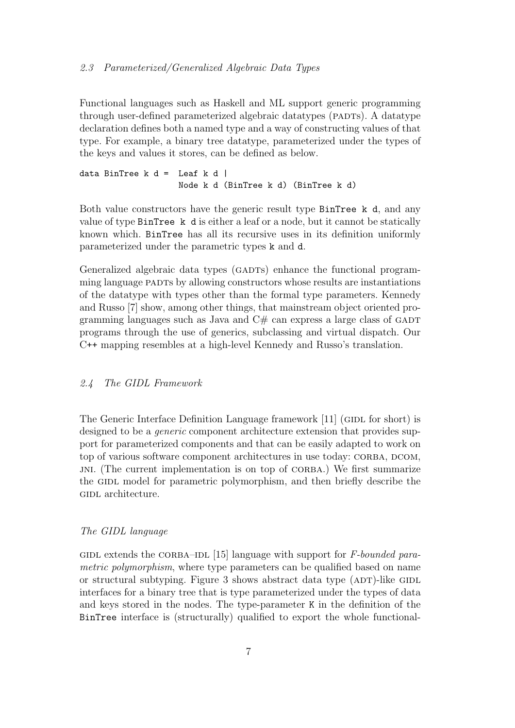### 2.3 Parameterized/Generalized Algebraic Data Types

Functional languages such as Haskell and ML support generic programming through user-defined parameterized algebraic datatypes (PADTs). A datatype declaration defines both a named type and a way of constructing values of that type. For example, a binary tree datatype, parameterized under the types of the keys and values it stores, can be defined as below.

```
data BinTree k d =  Leaf k d |
                    Node k d (BinTree k d) (BinTree k d)
```

Both value constructors have the generic result type `BinTree k d`, and any value of type `BinTree k d` is either a leaf or a node, but it cannot be statically known which. `BinTree` has all its recursive uses in its definition uniformly parameterized under the parametric types `k` and `d`.

Generalized algebraic data types (GADTs) enhance the functional programming language PADTs by allowing constructors whose results are instantiations of the datatype with types other than the formal type parameters. Kennedy and Russo [7] show, among other things, that mainstream object oriented programming languages such as Java and C# can express a large class of GADT programs through the use of generics, subclassing and virtual dispatch. Our C++ mapping resembles at a high-level Kennedy and Russo's translation.

### 2.4 The GIDL Framework

The Generic Interface Definition Language framework [11] (GIDL for short) is designed to be a *generic* component architecture extension that provides support for parameterized components and that can be easily adapted to work on top of various software component architectures in use today: CORBA, DCOM, JNI. (The current implementation is on top of CORBA.) We first summarize the GIDL model for parametric polymorphism, and then briefly describe the GIDL architecture.

#### The GIDL language

GIDL extends the CORBA–IDL [15] language with support for *F-bounded parametric polymorphism*, where type parameters can be qualified based on name or structural subtyping. Figure 3 shows abstract data type (ADT)-like GIDL interfaces for a binary tree that is type parameterized under the types of data and keys stored in the nodes. The type-parameter `K` in the definition of the `BinTree` interface is (structurally) qualified to export the whole functional-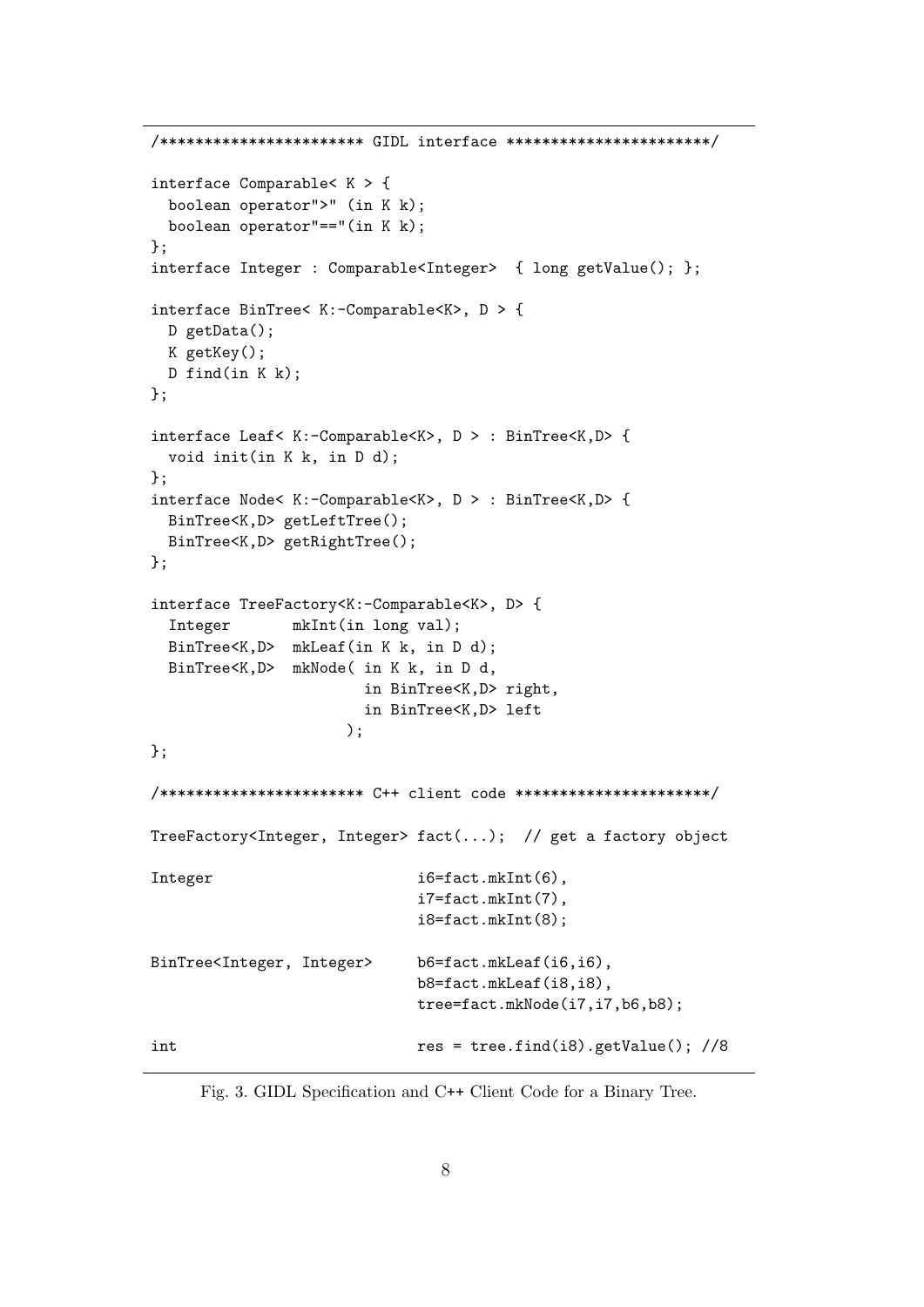```
/********************** GIDL interface **********************/

interface Comparable< K > {
  boolean operator">" (in K k);
  boolean operator"=="(in K k);
};
interface Integer : Comparable<Integer>  { long getValue(); };

interface BinTree< K:-Comparable<K>, D > {
  D getData();
  K getKey();
  D find(in K k);
};

interface Leaf< K:-Comparable<K>, D > : BinTree<K,D> {
  void init(in K k, in D d);
};
interface Node< K:-Comparable<K>, D > : BinTree<K,D> {
  BinTree<K,D> getLeftTree();
  BinTree<K,D> getRightTree();
};

interface TreeFactory<K:-Comparable<K>, D> {
  Integer       mkInt(in long val);
  BinTree<K,D>  mkLeaf(in K k, in D d);
  BinTree<K,D>  mkNode( in K k, in D d,
                        in BinTree<K,D> right,
                        in BinTree<K,D> left
                      );
};

/********************** C++ client code *********************/

TreeFactory<Integer, Integer> fact(...);  // get a factory object

Integer                       i6=fact.mkInt(6),
                              i7=fact.mkInt(7),
                              i8=fact.mkInt(8);

BinTree<Integer, Integer>     b6=fact.mkLeaf(i6,i6),
                              b8=fact.mkLeaf(i8,i8),
                              tree=fact.mkNode(i7,i7,b6,b8);

int                           res = tree.find(i8).getValue(); //8
```

Fig. 3. GIDL Specification and C++ Client Code for a Binary Tree.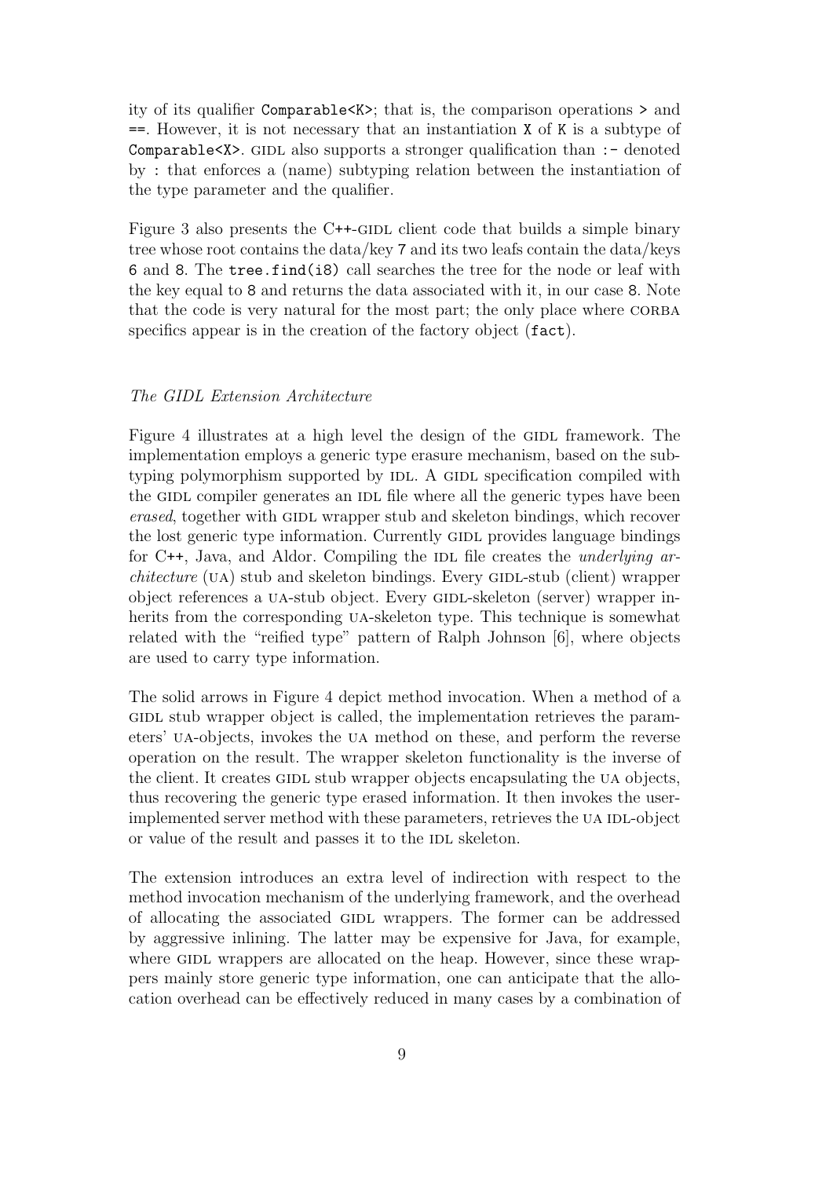ity of its qualifier `Comparable<K>`; that is, the comparison operations `>` and `==`. However, it is not necessary that an instantiation `X` of `K` is a subtype of `Comparable<X>`. GIDL also supports a stronger qualification than `:-` denoted by `:` that enforces a (name) subtyping relation between the instantiation of the type parameter and the qualifier.

Figure 3 also presents the C++-GIDL client code that builds a simple binary tree whose root contains the data/key `7` and its two leafs contain the data/keys `6` and `8`. The `tree.find(i8)` call searches the tree for the node or leaf with the key equal to `8` and returns the data associated with it, in our case `8`. Note that the code is very natural for the most part; the only place where CORBA specifics appear is in the creation of the factory object (`fact`).

### *The GIDL Extension Architecture*

Figure 4 illustrates at a high level the design of the GIDL framework. The implementation employs a generic type erasure mechanism, based on the subtyping polymorphism supported by IDL. A GIDL specification compiled with the GIDL compiler generates an IDL file where all the generic types have been *erased*, together with GIDL wrapper stub and skeleton bindings, which recover the lost generic type information. Currently GIDL provides language bindings for C++, Java, and Aldor. Compiling the IDL file creates the *underlying architecture* (UA) stub and skeleton bindings. Every GIDL-stub (client) wrapper object references a UA-stub object. Every GIDL-skeleton (server) wrapper inherits from the corresponding UA-skeleton type. This technique is somewhat related with the "reified type" pattern of Ralph Johnson [6], where objects are used to carry type information.

The solid arrows in Figure 4 depict method invocation. When a method of a GIDL stub wrapper object is called, the implementation retrieves the parameters' UA-objects, invokes the UA method on these, and perform the reverse operation on the result. The wrapper skeleton functionality is the inverse of the client. It creates GIDL stub wrapper objects encapsulating the UA objects, thus recovering the generic type erased information. It then invokes the user-implemented server method with these parameters, retrieves the UA IDL-object or value of the result and passes it to the IDL skeleton.

The extension introduces an extra level of indirection with respect to the method invocation mechanism of the underlying framework, and the overhead of allocating the associated GIDL wrappers. The former can be addressed by aggressive inlining. The latter may be expensive for Java, for example, where GIDL wrappers are allocated on the heap. However, since these wrappers mainly store generic type information, one can anticipate that the allocation overhead can be effectively reduced in many cases by a combination of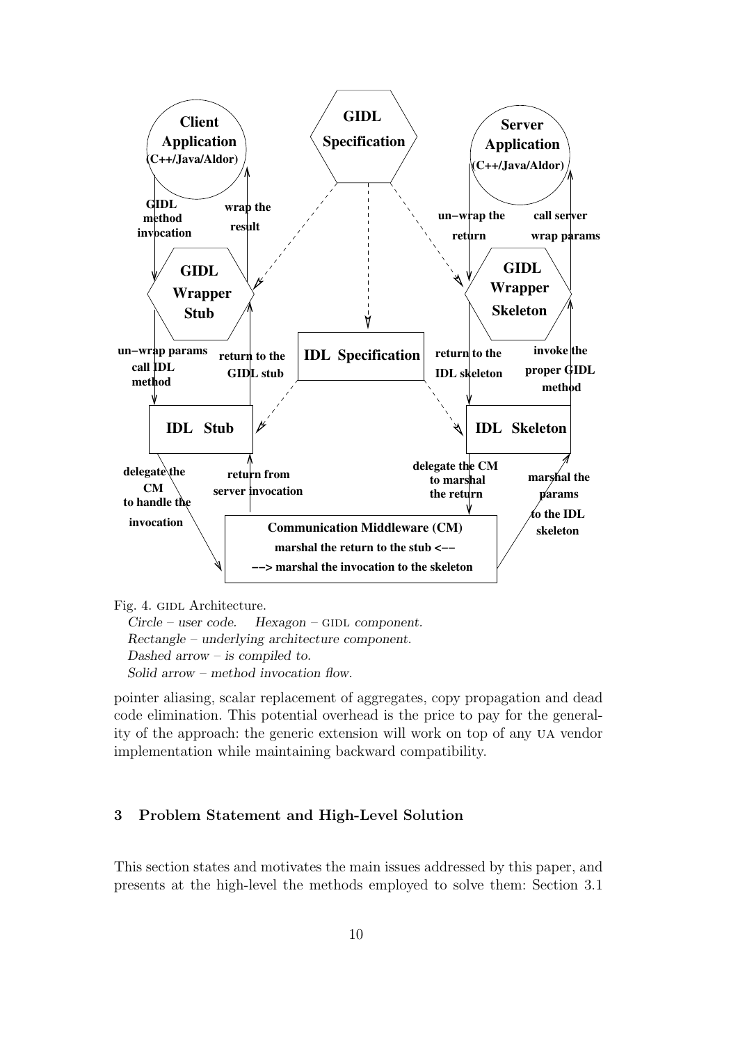Fig. 4. GIDL Architecture.
*Circle – user code. Hexagon –* GIDL *component.*
*Rectangle – underlying architecture component.*
*Dashed arrow – is compiled to.*
*Solid arrow – method invocation flow.*

pointer aliasing, scalar replacement of aggregates, copy propagation and dead code elimination. This potential overhead is the price to pay for the generality of the approach: the generic extension will work on top of any UA vendor implementation while maintaining backward compatibility.

## 3 Problem Statement and High-Level Solution

This section states and motivates the main issues addressed by this paper, and presents at the high-level the methods employed to solve them: Section 3.1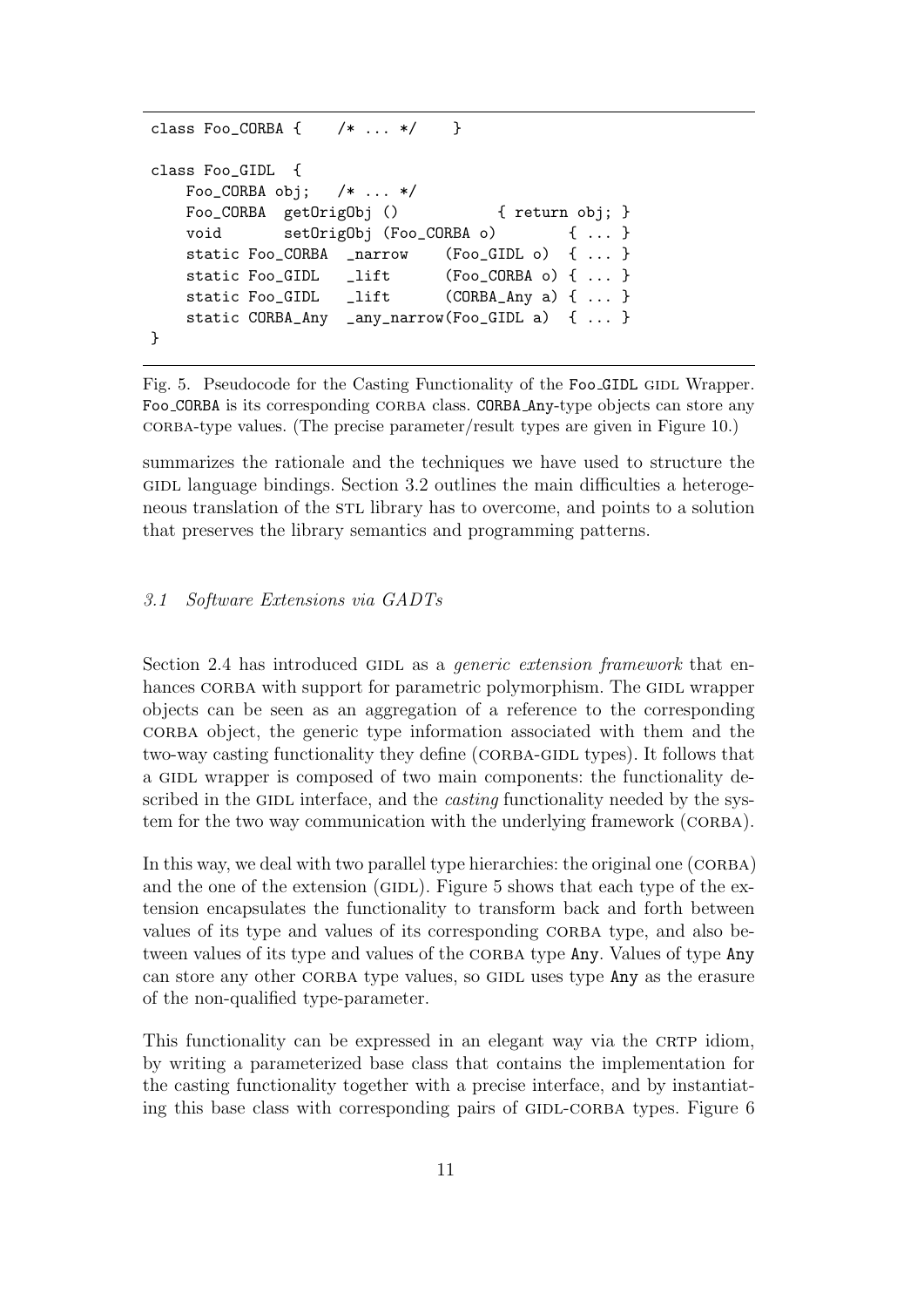```
class Foo_CORBA {    /* ... */    }

class Foo_GIDL  {
    Foo_CORBA obj;   /* ... */
    Foo_CORBA  getOrigObj ()           { return obj; }
    void       setOrigObj (Foo_CORBA o)        { ... }
    static Foo_CORBA  _narrow    (Foo_GIDL o)  { ... }
    static Foo_GIDL   _lift      (Foo_CORBA o) { ... }
    static Foo_GIDL   _lift      (CORBA_Any a) { ... }
    static CORBA_Any  _any_narrow(Foo_GIDL a)  { ... }
}
```

Fig. 5. Pseudocode for the Casting Functionality of the Foo_GIDL GIDL Wrapper. Foo_CORBA is its corresponding CORBA class. CORBA_Any-type objects can store any CORBA-type values. (The precise parameter/result types are given in Figure 10.)

summarizes the rationale and the techniques we have used to structure the GIDL language bindings. Section 3.2 outlines the main difficulties a heterogeneous translation of the STL library has to overcome, and points to a solution that preserves the library semantics and programming patterns.

### 3.1 Software Extensions via GADTs

Section 2.4 has introduced GIDL as a *generic extension framework* that enhances CORBA with support for parametric polymorphism. The GIDL wrapper objects can be seen as an aggregation of a reference to the corresponding CORBA object, the generic type information associated with them and the two-way casting functionality they define (CORBA-GIDL types). It follows that a GIDL wrapper is composed of two main components: the functionality described in the GIDL interface, and the *casting* functionality needed by the system for the two way communication with the underlying framework (CORBA).

In this way, we deal with two parallel type hierarchies: the original one (CORBA) and the one of the extension (GIDL). Figure 5 shows that each type of the extension encapsulates the functionality to transform back and forth between values of its type and values of its corresponding CORBA type, and also between values of its type and values of the CORBA type Any. Values of type Any can store any other CORBA type values, so GIDL uses type Any as the erasure of the non-qualified type-parameter.

This functionality can be expressed in an elegant way via the CRTP idiom, by writing a parameterized base class that contains the implementation for the casting functionality together with a precise interface, and by instantiating this base class with corresponding pairs of GIDL-CORBA types. Figure 6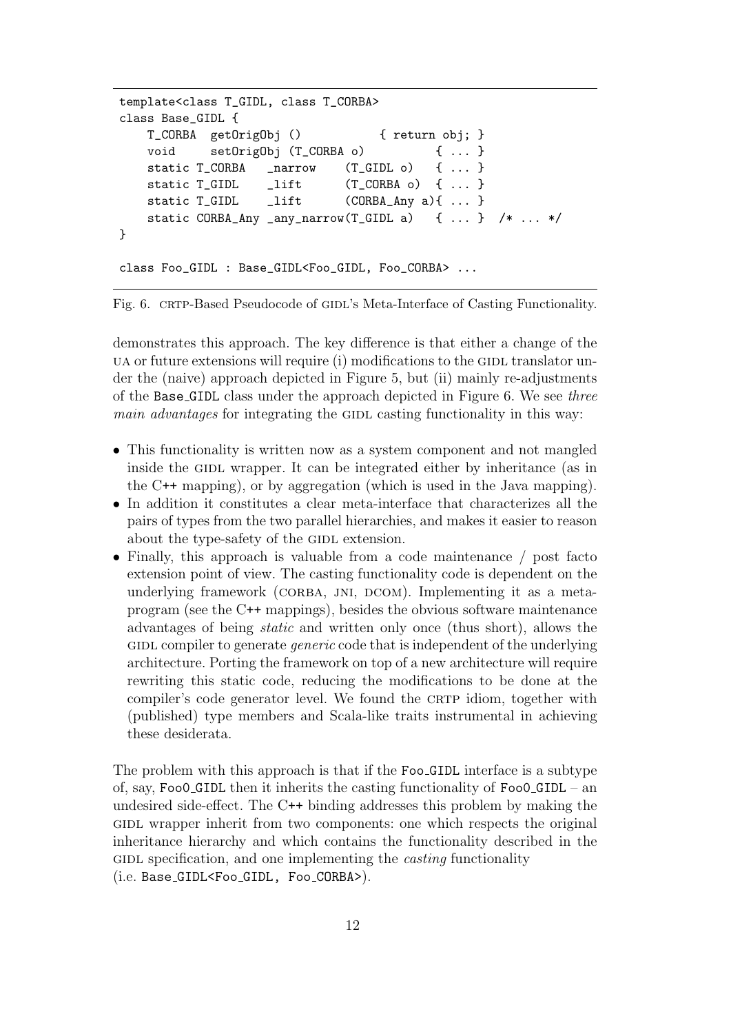```
template<class T_GIDL, class T_CORBA>
class Base_GIDL {
    T_CORBA  getOrigObj ()           { return obj; }
    void     setOrigObj (T_CORBA o)          { ... }
    static T_CORBA   _narrow    (T_GIDL o)   { ... }
    static T_GIDL    _lift      (T_CORBA o)  { ... }
    static T_GIDL    _lift      (CORBA_Any a){ ... }
    static CORBA_Any _any_narrow(T_GIDL a)   { ... }  /* ... */
}

class Foo_GIDL : Base_GIDL<Foo_GIDL, Foo_CORBA> ...
```

Fig. 6. CRTP-Based Pseudocode of GIDL's Meta-Interface of Casting Functionality.

demonstrates this approach. The key difference is that either a change of the UA or future extensions will require (i) modifications to the GIDL translator under the (naive) approach depicted in Figure 5, but (ii) mainly re-adjustments of the Base_GIDL class under the approach depicted in Figure 6. We see *three main advantages* for integrating the GIDL casting functionality in this way:

- This functionality is written now as a system component and not mangled inside the GIDL wrapper. It can be integrated either by inheritance (as in the C++ mapping), or by aggregation (which is used in the Java mapping).
- In addition it constitutes a clear meta-interface that characterizes all the pairs of types from the two parallel hierarchies, and makes it easier to reason about the type-safety of the GIDL extension.
- Finally, this approach is valuable from a code maintenance / post facto extension point of view. The casting functionality code is dependent on the underlying framework (CORBA, JNI, DCOM). Implementing it as a meta-program (see the C++ mappings), besides the obvious software maintenance advantages of being *static* and written only once (thus short), allows the GIDL compiler to generate *generic* code that is independent of the underlying architecture. Porting the framework on top of a new architecture will require rewriting this static code, reducing the modifications to be done at the compiler's code generator level. We found the CRTP idiom, together with (published) type members and Scala-like traits instrumental in achieving these desiderata.

The problem with this approach is that if the Foo_GIDL interface is a subtype of, say, Foo0_GIDL then it inherits the casting functionality of Foo0_GIDL – an undesired side-effect. The C++ binding addresses this problem by making the GIDL wrapper inherit from two components: one which respects the original inheritance hierarchy and which contains the functionality described in the GIDL specification, and one implementing the *casting* functionality (i.e. Base_GIDL<Foo_GIDL, Foo_CORBA>).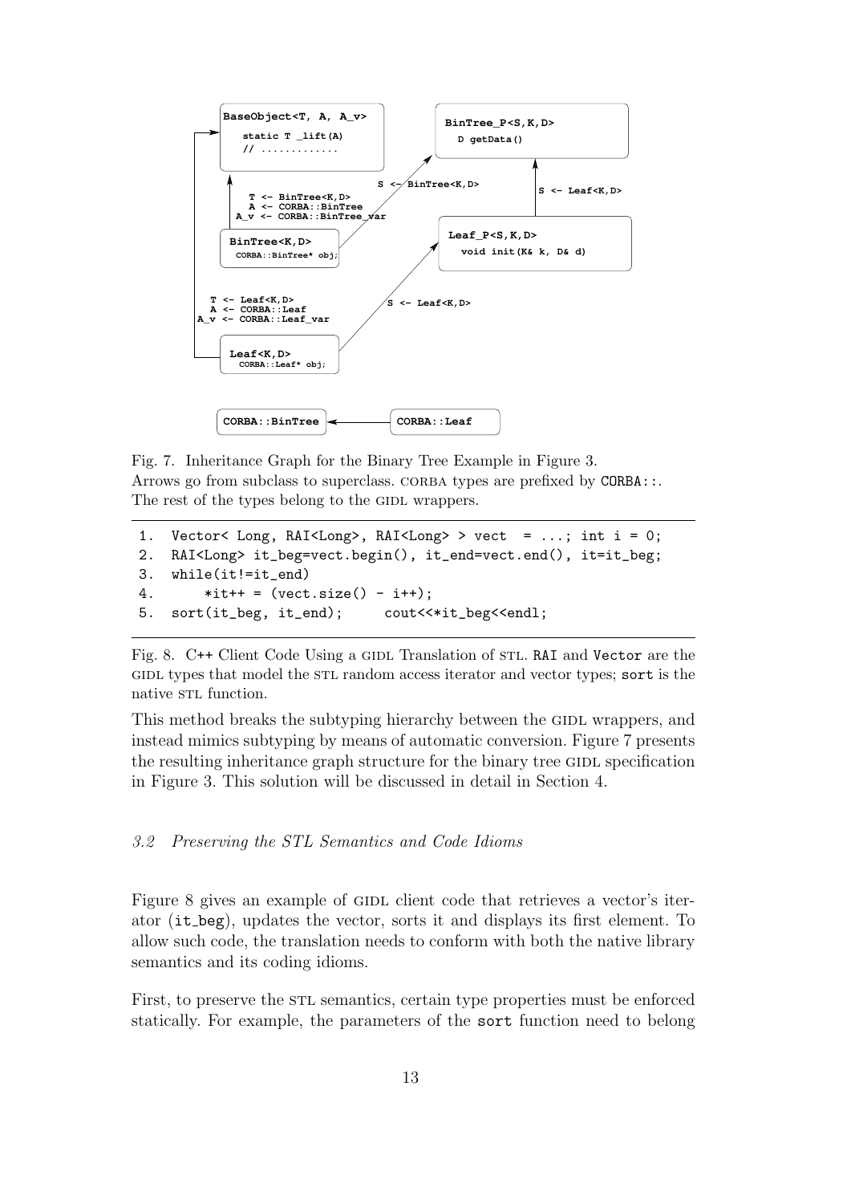Fig. 7. Inheritance Graph for the Binary Tree Example in Figure 3.
Arrows go from subclass to superclass. CORBA types are prefixed by CORBA::.
The rest of the types belong to the GIDL wrappers.

```
1.  Vector< Long, RAI<Long>, RAI<Long> > vect  = ...; int i = 0;
2.  RAI<Long> it_beg=vect.begin(), it_end=vect.end(), it=it_beg;
3.  while(it!=it_end)
4.      *it++ = (vect.size() - i++);
5.  sort(it_beg, it_end);     cout<<*it_beg<<endl;
```

Fig. 8. C++ Client Code Using a GIDL Translation of STL. RAI and Vector are the GIDL types that model the STL random access iterator and vector types; sort is the native STL function.

This method breaks the subtyping hierarchy between the GIDL wrappers, and instead mimics subtyping by means of automatic conversion. Figure 7 presents the resulting inheritance graph structure for the binary tree GIDL specification in Figure 3. This solution will be discussed in detail in Section 4.

### *3.2 Preserving the STL Semantics and Code Idioms*

Figure 8 gives an example of GIDL client code that retrieves a vector's iterator (it_beg), updates the vector, sorts it and displays its first element. To allow such code, the translation needs to conform with both the native library semantics and its coding idioms.

First, to preserve the STL semantics, certain type properties must be enforced statically. For example, the parameters of the sort function need to belong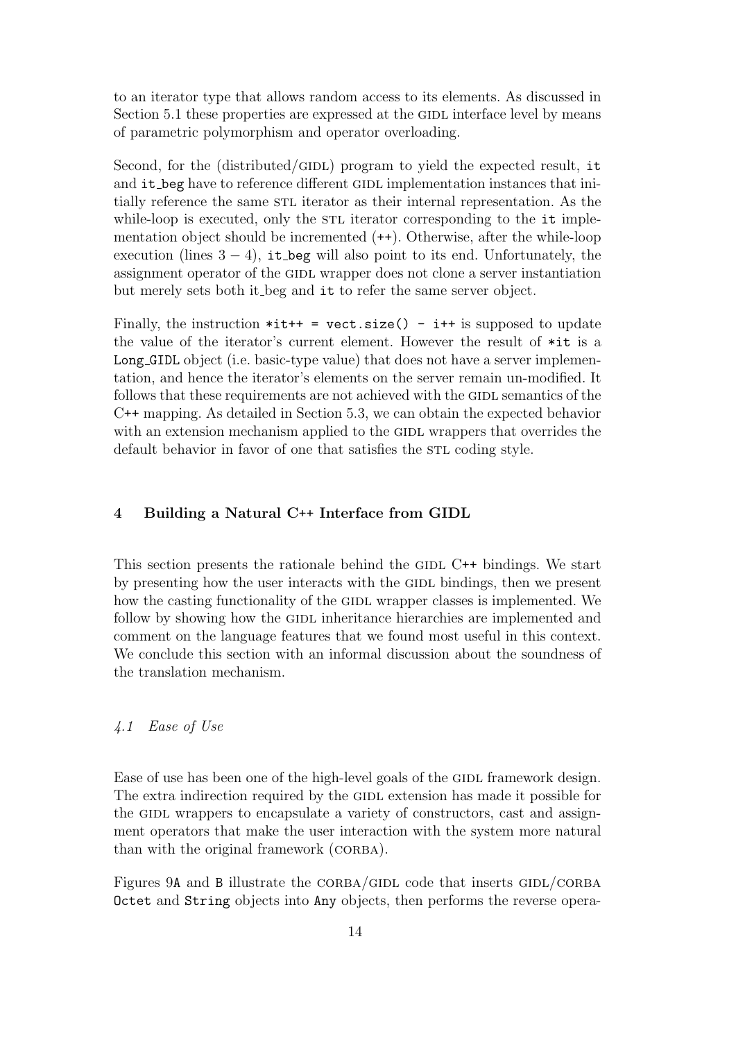to an iterator type that allows random access to its elements. As discussed in Section 5.1 these properties are expressed at the GIDL interface level by means of parametric polymorphism and operator overloading.

Second, for the (distributed/GIDL) program to yield the expected result, `it` and `it_beg` have to reference different GIDL implementation instances that initially reference the same STL iterator as their internal representation. As the while-loop is executed, only the STL iterator corresponding to the `it` implementation object should be incremented (`++`). Otherwise, after the while-loop execution (lines $3-4$), `it_beg` will also point to its end. Unfortunately, the assignment operator of the GIDL wrapper does not clone a server instantiation but merely sets both it_beg and `it` to refer the same server object.

Finally, the instruction `*it++ = vect.size() - i++` is supposed to update the value of the iterator's current element. However the result of `*it` is a `Long_GIDL` object (i.e. basic-type value) that does not have a server implementation, and hence the iterator's elements on the server remain un-modified. It follows that these requirements are not achieved with the GIDL semantics of the C++ mapping. As detailed in Section 5.3, we can obtain the expected behavior with an extension mechanism applied to the GIDL wrappers that overrides the default behavior in favor of one that satisfies the STL coding style.

## 4 Building a Natural C++ Interface from GIDL

This section presents the rationale behind the GIDL C++ bindings. We start by presenting how the user interacts with the GIDL bindings, then we present how the casting functionality of the GIDL wrapper classes is implemented. We follow by showing how the GIDL inheritance hierarchies are implemented and comment on the language features that we found most useful in this context. We conclude this section with an informal discussion about the soundness of the translation mechanism.

### *4.1 Ease of Use*

Ease of use has been one of the high-level goals of the GIDL framework design. The extra indirection required by the GIDL extension has made it possible for the GIDL wrappers to encapsulate a variety of constructors, cast and assignment operators that make the user interaction with the system more natural than with the original framework (CORBA).

Figures 9A and B illustrate the CORBA/GIDL code that inserts GIDL/CORBA `Octet` and `String` objects into `Any` objects, then performs the reverse opera-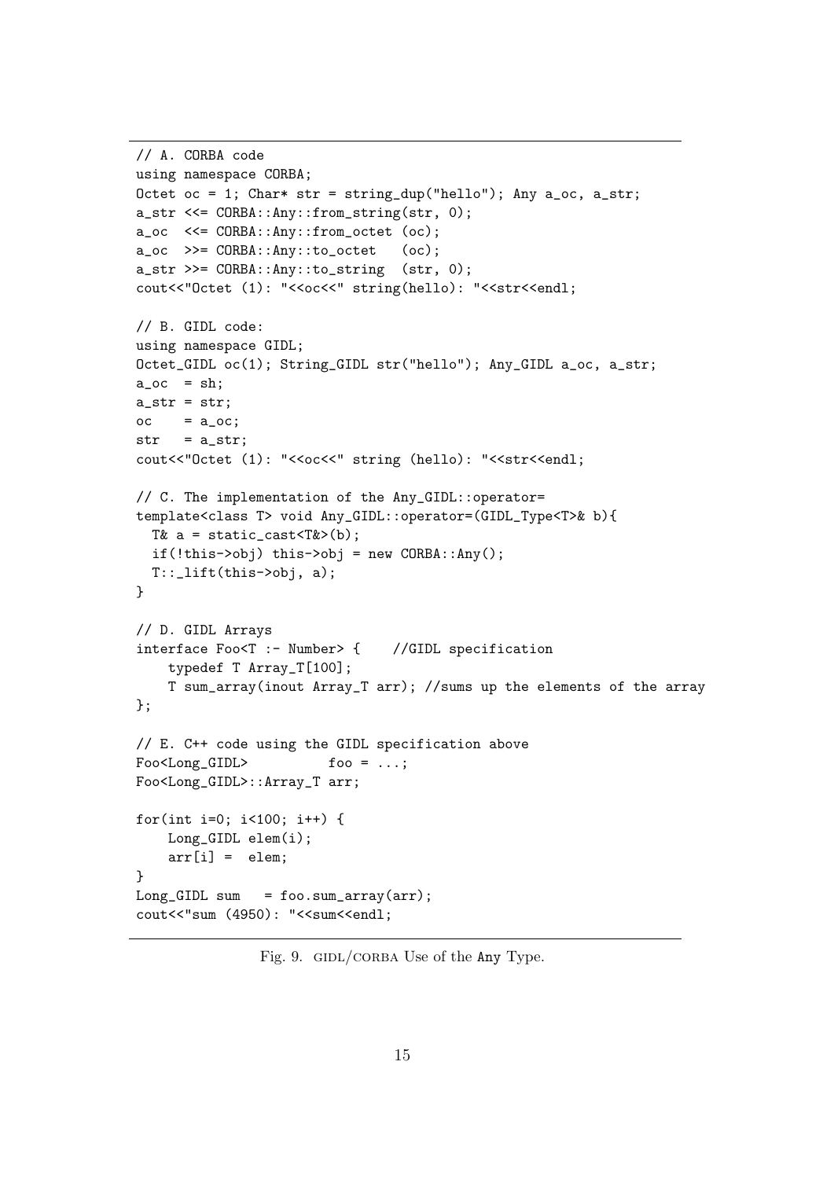```
// A. CORBA code
using namespace CORBA;
Octet oc = 1; Char* str = string_dup("hello"); Any a_oc, a_str;
a_str <<= CORBA::Any::from_string(str, 0);
a_oc  <<= CORBA::Any::from_octet (oc);
a_oc  >>= CORBA::Any::to_octet   (oc);
a_str >>= CORBA::Any::to_string  (str, 0);
cout<<"Octet (1): "<<oc<<" string(hello): "<<str<<endl;

// B. GIDL code:
using namespace GIDL;
Octet_GIDL oc(1); String_GIDL str("hello"); Any_GIDL a_oc, a_str;
a_oc  = sh;
a_str = str;
oc    = a_oc;
str   = a_str;
cout<<"Octet (1): "<<oc<<" string (hello): "<<str<<endl;

// C. The implementation of the Any_GIDL::operator=
template<class T> void Any_GIDL::operator=(GIDL_Type<T>& b){
  T& a = static_cast<T&>(b);
  if(!this->obj) this->obj = new CORBA::Any();
  T::_lift(this->obj, a);
}

// D. GIDL Arrays
interface Foo<T :- Number> {    //GIDL specification
    typedef T Array_T[100];
    T sum_array(inout Array_T arr); //sums up the elements of the array
};

// E. C++ code using the GIDL specification above
Foo<Long_GIDL>          foo = ...;
Foo<Long_GIDL>::Array_T arr;

for(int i=0; i<100; i++) {
    Long_GIDL elem(i);
    arr[i] =  elem;
}
Long_GIDL sum   = foo.sum_array(arr);
cout<<"sum (4950): "<<sum<<endl;
```

Fig. 9. GIDL/CORBA Use of the Any Type.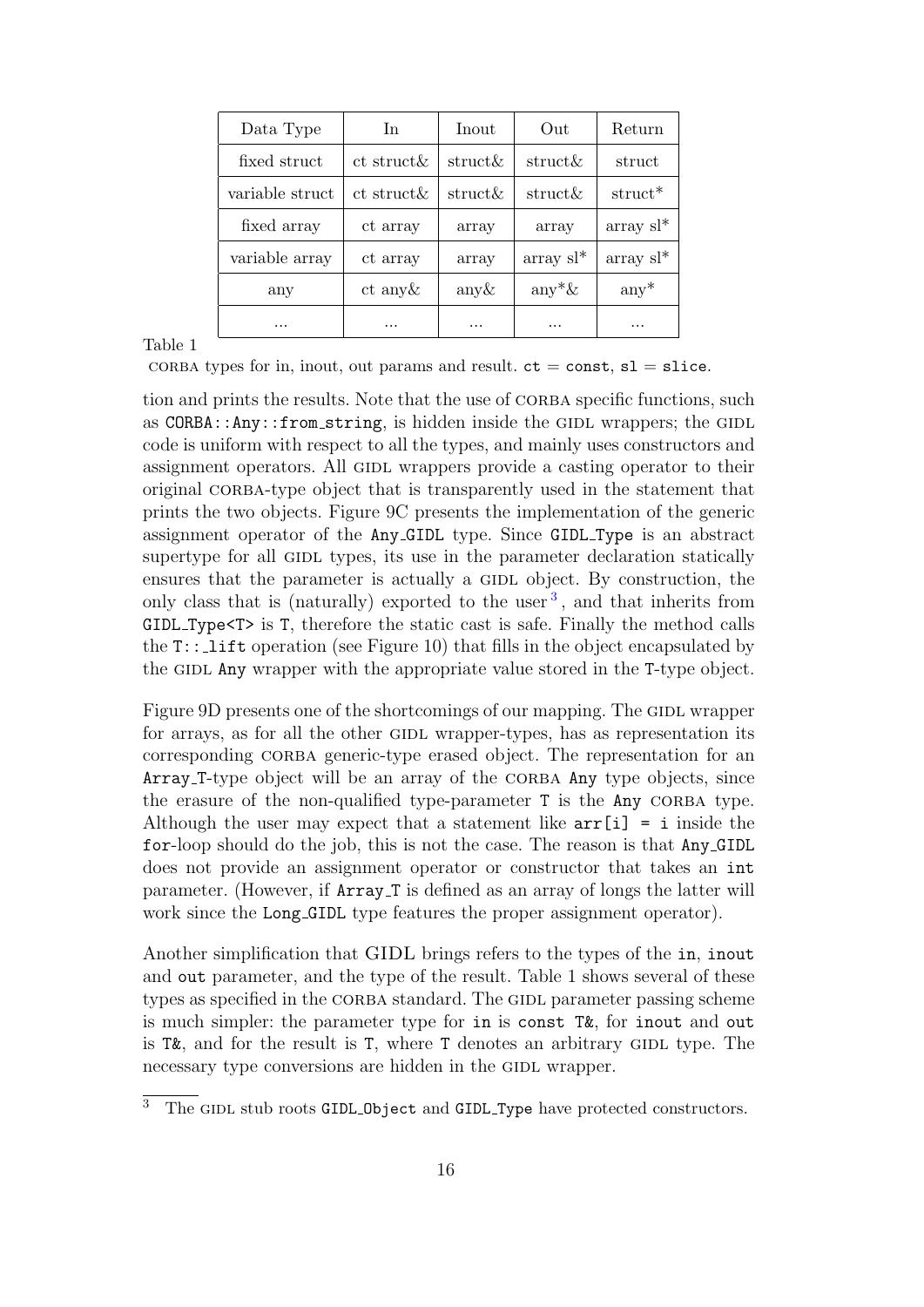| Data Type | In | Inout | Out | Return |
|---|---|---|---|---|
| fixed struct | ct struct& | struct& | struct& | struct |
| variable struct | ct struct& | struct& | struct& | struct* |
| fixed array | ct array | array | array | array sl* |
| variable array | ct array | array | array sl* | array sl* |
| any | ct any& | any& | any*& | any* |
| ... | ... | ... | ... | ... |

Table 1
CORBA types for in, inout, out params and result. `ct` = `const`, `sl` = `slice`.

tion and prints the results. Note that the use of CORBA specific functions, such as `CORBA::Any::from_string`, is hidden inside the GIDL wrappers; the GIDL code is uniform with respect to all the types, and mainly uses constructors and assignment operators. All GIDL wrappers provide a casting operator to their original CORBA-type object that is transparently used in the statement that prints the two objects. Figure 9C presents the implementation of the generic assignment operator of the `Any_GIDL` type. Since `GIDL_Type` is an abstract supertype for all GIDL types, its use in the parameter declaration statically ensures that the parameter is actually a GIDL object. By construction, the only class that is (naturally) exported to the user [3], and that inherits from `GIDL_Type<T>` is `T`, therefore the static cast is safe. Finally the method calls the `T::_lift` operation (see Figure 10) that fills in the object encapsulated by the GIDL `Any` wrapper with the appropriate value stored in the `T`-type object.

Figure 9D presents one of the shortcomings of our mapping. The GIDL wrapper for arrays, as for all the other GIDL wrapper-types, has as representation its corresponding CORBA generic-type erased object. The representation for an `Array_T`-type object will be an array of the CORBA `Any` type objects, since the erasure of the non-qualified type-parameter `T` is the `Any` CORBA type. Although the user may expect that a statement like `arr[i] = i` inside the `for`-loop should do the job, this is not the case. The reason is that `Any_GIDL` does not provide an assignment operator or constructor that takes an `int` parameter. (However, if `Array_T` is defined as an array of longs the latter will work since the `Long_GIDL` type features the proper assignment operator).

Another simplification that GIDL brings refers to the types of the `in`, `inout` and `out` parameter, and the type of the result. Table 1 shows several of these types as specified in the CORBA standard. The GIDL parameter passing scheme is much simpler: the parameter type for `in` is `const T&`, for `inout` and `out` is `T&`, and for the result is `T`, where `T` denotes an arbitrary GIDL type. The necessary type conversions are hidden in the GIDL wrapper.

[3] The GIDL stub roots `GIDL_Object` and `GIDL_Type` have protected constructors.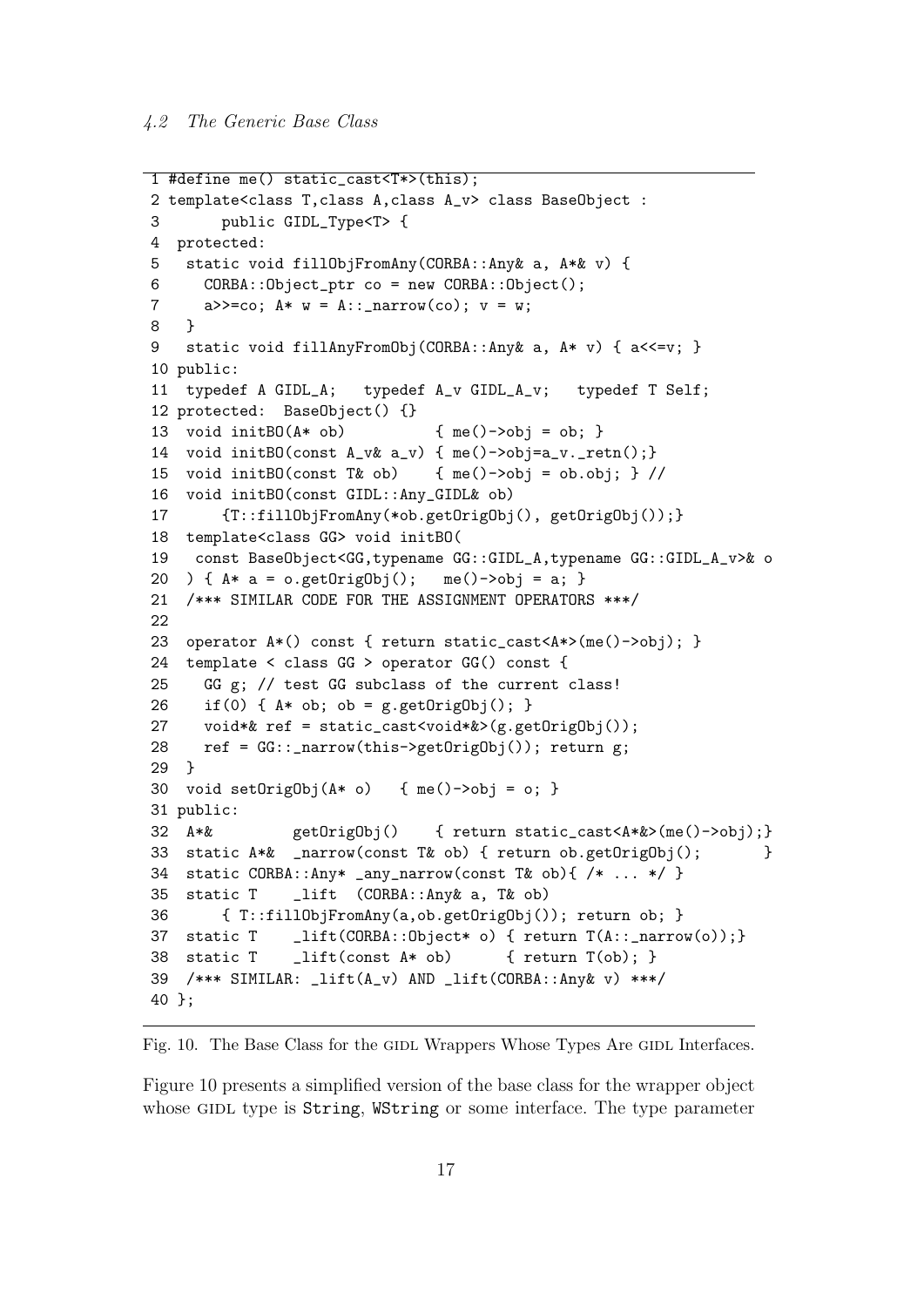```
1 #define me() static_cast<T*>(this);
2 template<class T,class A,class A_v> class BaseObject :
3       public GIDL_Type<T> {
4  protected:
5   static void fillObjFromAny(CORBA::Any& a, A*& v) {
6     CORBA::Object_ptr co = new CORBA::Object();
7     a>>=co; A* w = A::_narrow(co); v = w;
8   }
9   static void fillAnyFromObj(CORBA::Any& a, A* v) { a<<=v; }
10 public:
11  typedef A GIDL_A;   typedef A_v GIDL_A_v;   typedef T Self;
12 protected:  BaseObject() {}
13  void initBO(A* ob)          { me()->obj = ob; }
14  void initBO(const A_v& a_v) { me()->obj=a_v._retn();}
15  void initBO(const T& ob)    { me()->obj = ob.obj; } //
16  void initBO(const GIDL::Any_GIDL& ob)
17      {T::fillObjFromAny(*ob.getOrigObj(), getOrigObj());}
18  template<class GG> void initBO(
19   const BaseObject<GG,typename GG::GIDL_A,typename GG::GIDL_A_v>& o
20  ) { A* a = o.getOrigObj();   me()->obj = a; }
21  /*** SIMILAR CODE FOR THE ASSIGNMENT OPERATORS ***/
22
23  operator A*() const { return static_cast<A*>(me()->obj); }
24  template < class GG > operator GG() const {
25    GG g; // test GG subclass of the current class!
26    if(0) { A* ob; ob = g.getOrigObj(); }
27    void*& ref = static_cast<void*&>(g.getOrigObj());
28    ref = GG::_narrow(this->getOrigObj()); return g;
29  }
30  void setOrigObj(A* o)   { me()->obj = o; }
31 public:
32  A*&         getOrigObj()    { return static_cast<A*&>(me()->obj);}
33  static A*&  _narrow(const T& ob) { return ob.getOrigObj();       }
34  static CORBA::Any* _any_narrow(const T& ob){ /* ... */ }
35  static T    _lift  (CORBA::Any& a, T& ob)
36      { T::fillObjFromAny(a,ob.getOrigObj()); return ob; }
37  static T    _lift(CORBA::Object* o) { return T(A::_narrow(o));}
38  static T    _lift(const A* ob)      { return T(ob); }
39  /*** SIMILAR: _lift(A_v) AND _lift(CORBA::Any& v) ***/
40 };
```

Fig. 10. The Base Class for the GIDL Wrappers Whose Types Are GIDL Interfaces.

Figure 10 presents a simplified version of the base class for the wrapper object whose GIDL type is `String`, `WString` or some interface. The type parameter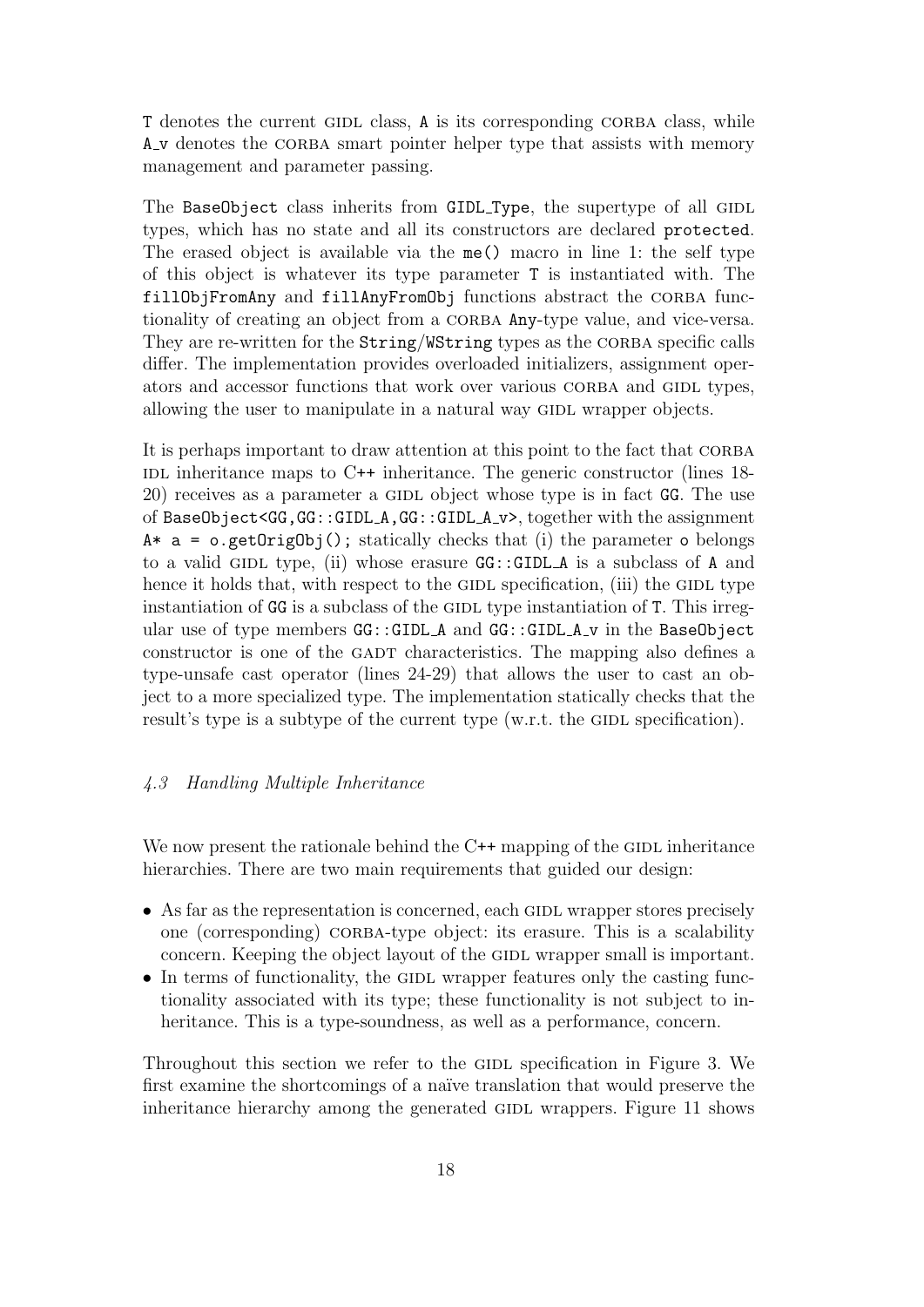T denotes the current GIDL class, A is its corresponding CORBA class, while A_v denotes the CORBA smart pointer helper type that assists with memory management and parameter passing.

The `BaseObject` class inherits from `GIDL_Type`, the supertype of all GIDL types, which has no state and all its constructors are declared `protected`. The erased object is available via the `me()` macro in line 1: the self type of this object is whatever its type parameter `T` is instantiated with. The `fillObjFromAny` and `fillAnyFromObj` functions abstract the CORBA functionality of creating an object from a CORBA `Any`-type value, and vice-versa. They are re-written for the `String`/`WString` types as the CORBA specific calls differ. The implementation provides overloaded initializers, assignment operators and accessor functions that work over various CORBA and GIDL types, allowing the user to manipulate in a natural way GIDL wrapper objects.

It is perhaps important to draw attention at this point to the fact that CORBA IDL inheritance maps to C++ inheritance. The generic constructor (lines 18-20) receives as a parameter a GIDL object whose type is in fact `GG`. The use of `BaseObject<GG,GG::GIDL_A,GG::GIDL_A_v>`, together with the assignment `A* a = o.getOrigObj();` statically checks that (i) the parameter `o` belongs to a valid GIDL type, (ii) whose erasure `GG::GIDL_A` is a subclass of `A` and hence it holds that, with respect to the GIDL specification, (iii) the GIDL type instantiation of `GG` is a subclass of the GIDL type instantiation of `T`. This irregular use of type members `GG::GIDL_A` and `GG::GIDL_A_v` in the `BaseObject` constructor is one of the GADT characteristics. The mapping also defines a type-unsafe cast operator (lines 24-29) that allows the user to cast an object to a more specialized type. The implementation statically checks that the result's type is a subtype of the current type (w.r.t. the GIDL specification).

### *4.3 Handling Multiple Inheritance*

We now present the rationale behind the C++ mapping of the GIDL inheritance hierarchies. There are two main requirements that guided our design:

- As far as the representation is concerned, each GIDL wrapper stores precisely one (corresponding) CORBA-type object: its erasure. This is a scalability concern. Keeping the object layout of the GIDL wrapper small is important.
- In terms of functionality, the GIDL wrapper features only the casting functionality associated with its type; these functionality is not subject to inheritance. This is a type-soundness, as well as a performance, concern.

Throughout this section we refer to the GIDL specification in Figure 3. We first examine the shortcomings of a naïve translation that would preserve the inheritance hierarchy among the generated GIDL wrappers. Figure 11 shows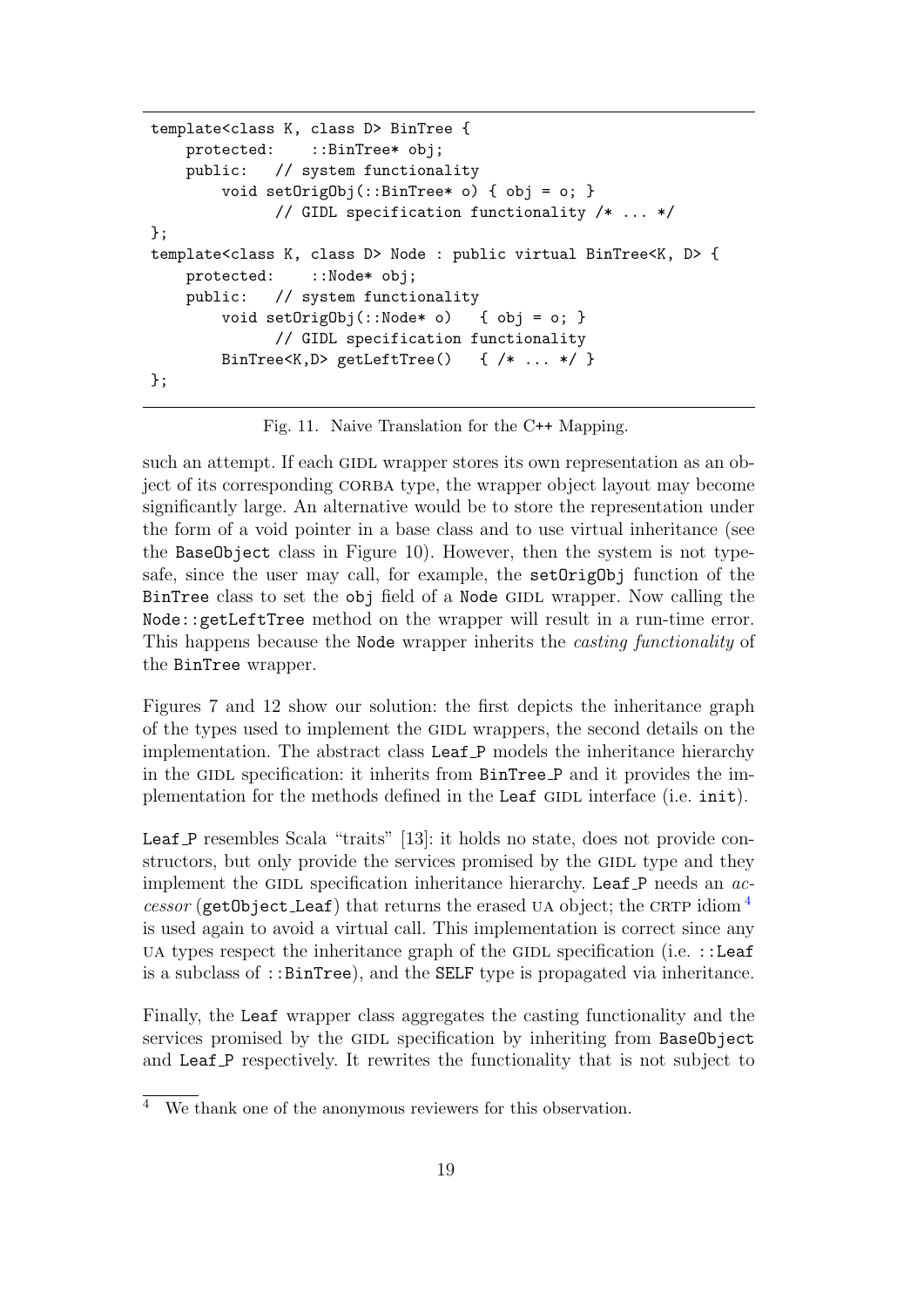```
template<class K, class D> BinTree {
    protected:    ::BinTree* obj;
    public:   // system functionality
        void setOrigObj(::BinTree* o) { obj = o; }
              // GIDL specification functionality /* ... */
};
template<class K, class D> Node : public virtual BinTree<K, D> {
    protected:    ::Node* obj;
    public:   // system functionality
        void setOrigObj(::Node* o)   { obj = o; }
              // GIDL specification functionality
        BinTree<K,D> getLeftTree()   { /* ... */ }
};
```

Fig. 11. Naive Translation for the C++ Mapping.

such an attempt. If each GIDL wrapper stores its own representation as an object of its corresponding CORBA type, the wrapper object layout may become significantly large. An alternative would be to store the representation under the form of a void pointer in a base class and to use virtual inheritance (see the `BaseObject` class in Figure 10). However, then the system is not type-safe, since the user may call, for example, the `setOrigObj` function of the `BinTree` class to set the `obj` field of a `Node` GIDL wrapper. Now calling the `Node::getLeftTree` method on the wrapper will result in a run-time error. This happens because the `Node` wrapper inherits the *casting functionality* of the `BinTree` wrapper.

Figures 7 and 12 show our solution: the first depicts the inheritance graph of the types used to implement the GIDL wrappers, the second details on the implementation. The abstract class `Leaf_P` models the inheritance hierarchy in the GIDL specification: it inherits from `BinTree_P` and it provides the implementation for the methods defined in the `Leaf` GIDL interface (i.e. `init`).

`Leaf_P` resembles Scala "traits" [13]: it holds no state, does not provide constructors, but only provide the services promised by the GIDL type and they implement the GIDL specification inheritance hierarchy. `Leaf_P` needs an *accessor* (`getObject_Leaf`) that returns the erased UA object; the CRTP idiom [4] is used again to avoid a virtual call. This implementation is correct since any UA types respect the inheritance graph of the GIDL specification (i.e. `::Leaf` is a subclass of `::BinTree`), and the `SELF` type is propagated via inheritance.

Finally, the `Leaf` wrapper class aggregates the casting functionality and the services promised by the GIDL specification by inheriting from `BaseObject` and `Leaf_P` respectively. It rewrites the functionality that is not subject to

[4] We thank one of the anonymous reviewers for this observation.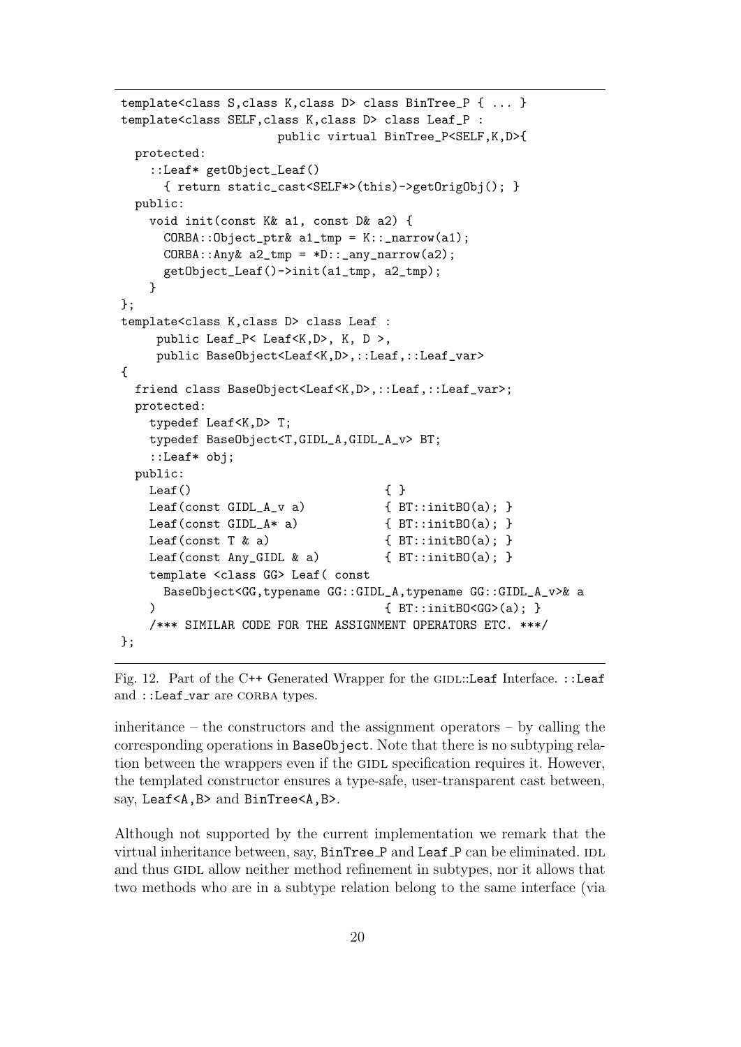```
template<class S,class K,class D> class BinTree_P { ... }
template<class SELF,class K,class D> class Leaf_P :
                     public virtual BinTree_P<SELF,K,D>{
  protected:
    ::Leaf* getObject_Leaf()
      { return static_cast<SELF*>(this)->getOrigObj(); }
  public:
    void init(const K& a1, const D& a2) {
      CORBA::Object_ptr& a1_tmp = K::_narrow(a1);
      CORBA::Any& a2_tmp = *D::_any_narrow(a2);
      getObject_Leaf()->init(a1_tmp, a2_tmp);
    }
};
template<class K,class D> class Leaf :
     public Leaf_P< Leaf<K,D>, K, D >,
     public BaseObject<Leaf<K,D>,::Leaf,::Leaf_var>
{
  friend class BaseObject<Leaf<K,D>,::Leaf,::Leaf_var>;
  protected:
    typedef Leaf<K,D> T;
    typedef BaseObject<T,GIDL_A,GIDL_A_v> BT;
    ::Leaf* obj;
  public:
    Leaf()                          { }
    Leaf(const GIDL_A_v a)          { BT::initBO(a); }
    Leaf(const GIDL_A* a)           { BT::initBO(a); }
    Leaf(const T & a)               { BT::initBO(a); }
    Leaf(const Any_GIDL & a)        { BT::initBO(a); }
    template <class GG> Leaf( const
      BaseObject<GG,typename GG::GIDL_A,typename GG::GIDL_A_v>& a
    )                               { BT::initBO<GG>(a); }
    /*** SIMILAR CODE FOR THE ASSIGNMENT OPERATORS ETC. ***/
};
```

Fig. 12. Part of the C++ Generated Wrapper for the GIDL::Leaf Interface. ::Leaf and ::Leaf_var are CORBA types.

inheritance – the constructors and the assignment operators – by calling the corresponding operations in BaseObject. Note that there is no subtyping relation between the wrappers even if the GIDL specification requires it. However, the templated constructor ensures a type-safe, user-transparent cast between, say, Leaf<A,B> and BinTree<A,B>.

Although not supported by the current implementation we remark that the virtual inheritance between, say, BinTree_P and Leaf_P can be eliminated. IDL and thus GIDL allow neither method refinement in subtypes, nor it allows that two methods who are in a subtype relation belong to the same interface (via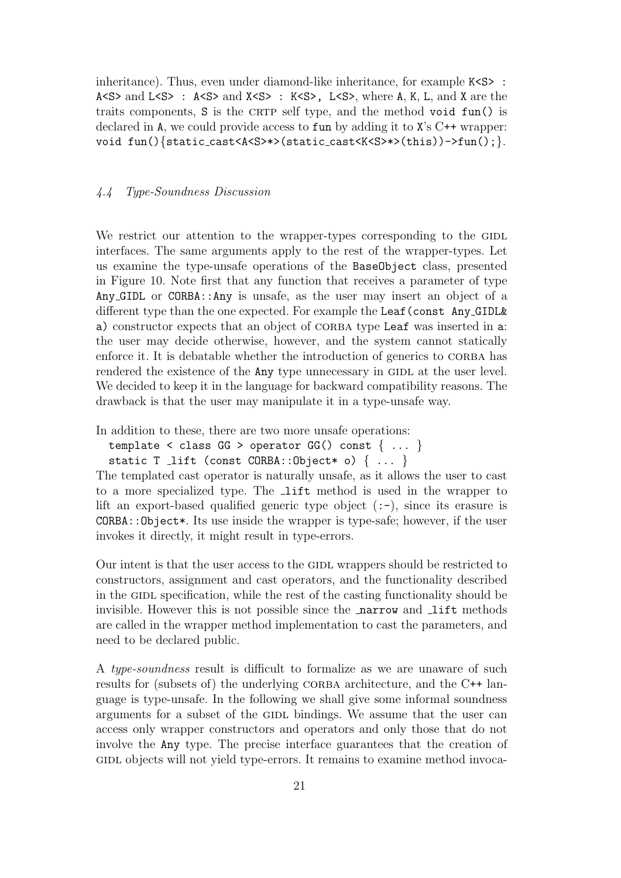inheritance). Thus, even under diamond-like inheritance, for example `K<S> : A<S>` and `L<S> : A<S>` and `X<S> : K<S>, L<S>`, where `A`, `K`, `L`, and `X` are the traits components, `S` is the CRTP self type, and the method `void fun()` is declared in `A`, we could provide access to `fun` by adding it to `X`'s C++ wrapper: `void fun(){static_cast<A<S>*>(static_cast<K<S>*>(this))->fun();}`.

### *4.4 Type-Soundness Discussion*

We restrict our attention to the wrapper-types corresponding to the GIDL interfaces. The same arguments apply to the rest of the wrapper-types. Let us examine the type-unsafe operations of the `BaseObject` class, presented in Figure 10. Note first that any function that receives a parameter of type `Any_GIDL` or `CORBA::Any` is unsafe, as the user may insert an object of a different type than the one expected. For example the `Leaf(const Any_GIDL& a)` constructor expects that an object of CORBA type `Leaf` was inserted in `a`: the user may decide otherwise, however, and the system cannot statically enforce it. It is debatable whether the introduction of generics to CORBA has rendered the existence of the `Any` type unnecessary in GIDL at the user level. We decided to keep it in the language for backward compatibility reasons. The drawback is that the user may manipulate it in a type-unsafe way.

In addition to these, there are two more unsafe operations:

```
template < class GG > operator GG() const { ... }
static T _lift (const CORBA::Object* o) { ... }
```

The templated cast operator is naturally unsafe, as it allows the user to cast to a more specialized type. The `_lift` method is used in the wrapper to lift an export-based qualified generic type object (:-), since its erasure is `CORBA::Object*`. Its use inside the wrapper is type-safe; however, if the user invokes it directly, it might result in type-errors.

Our intent is that the user access to the GIDL wrappers should be restricted to constructors, assignment and cast operators, and the functionality described in the GIDL specification, while the rest of the casting functionality should be invisible. However this is not possible since the `_narrow` and `_lift` methods are called in the wrapper method implementation to cast the parameters, and need to be declared public.

A *type-soundness* result is difficult to formalize as we are unaware of such results for (subsets of) the underlying CORBA architecture, and the C++ language is type-unsafe. In the following we shall give some informal soundness arguments for a subset of the GIDL bindings. We assume that the user can access only wrapper constructors and operators and only those that do not involve the `Any` type. The precise interface guarantees that the creation of GIDL objects will not yield type-errors. It remains to examine method invoca-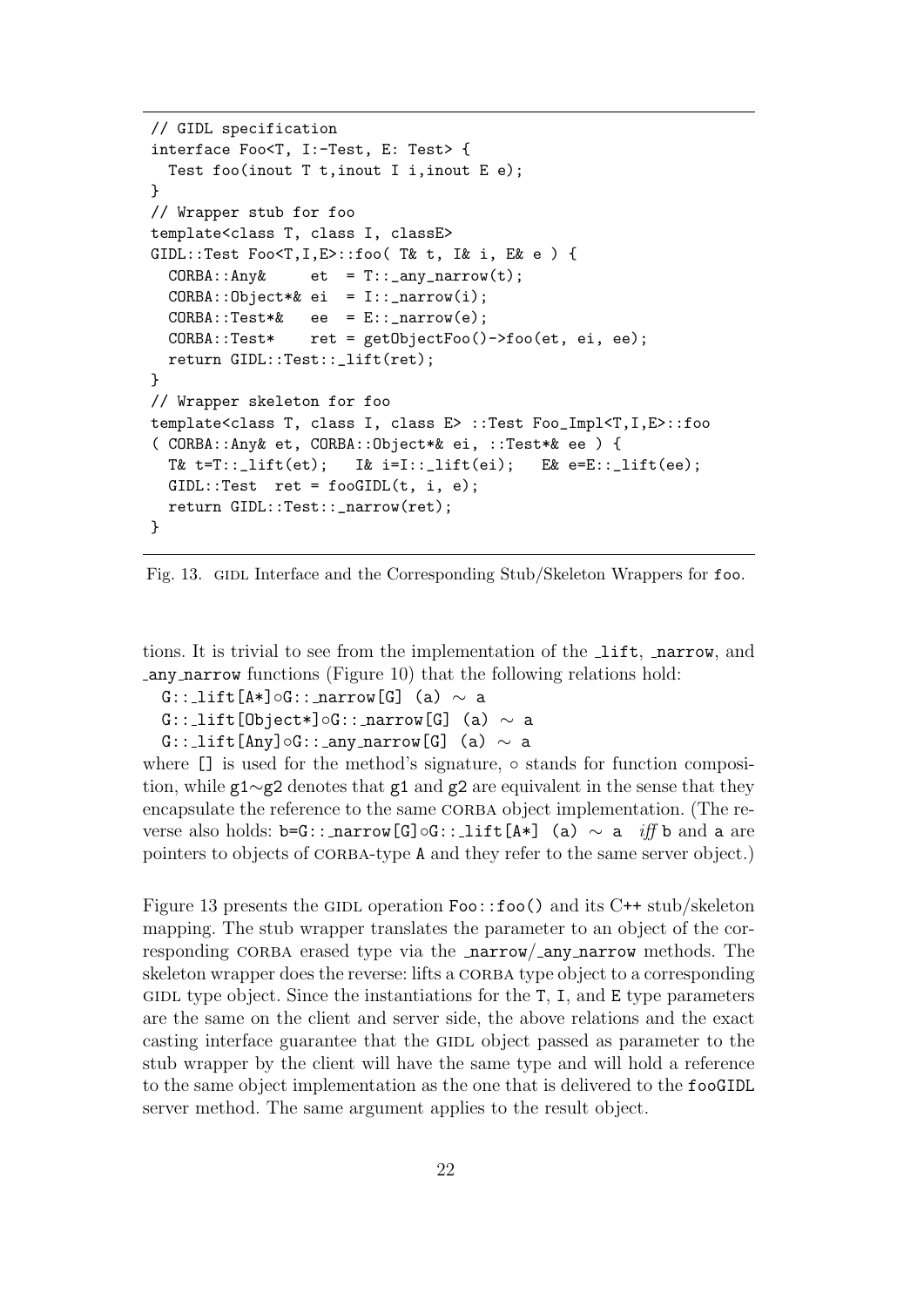```
// GIDL specification
interface Foo<T, I:-Test, E: Test> {
  Test foo(inout T t,inout I i,inout E e);
}
// Wrapper stub for foo
template<class T, class I, classE>
GIDL::Test Foo<T,I,E>::foo( T& t, I& i, E& e ) {
  CORBA::Any&     et  = T::_any_narrow(t);
  CORBA::Object*& ei  = I::_narrow(i);
  CORBA::Test*&   ee  = E::_narrow(e);
  CORBA::Test*    ret = getObjectFoo()->foo(et, ei, ee);
  return GIDL::Test::_lift(ret);
}
// Wrapper skeleton for foo
template<class T, class I, class E> ::Test Foo_Impl<T,I,E>::foo
( CORBA::Any& et, CORBA::Object*& ei, ::Test*& ee ) {
  T& t=T::_lift(et);   I& i=I::_lift(ei);   E& e=E::_lift(ee);
  GIDL::Test  ret = fooGIDL(t, i, e);
  return GIDL::Test::_narrow(ret);
}
```

Fig. 13. GIDL Interface and the Corresponding Stub/Skeleton Wrappers for `foo`.

tions. It is trivial to see from the implementation of the `_lift`, `_narrow`, and `_any_narrow` functions (Figure 10) that the following relations hold:

`G::_lift[A*]`∘`G::_narrow[G] (a)` ∼ `a`
`G::_lift[Object*]`∘`G::_narrow[G] (a)` ∼ `a`
`G::_lift[Any]`∘`G::_any_narrow[G] (a)` ∼ `a`

where `[]` is used for the method's signature, ∘ stands for function composition, while `g1`∼`g2` denotes that `g1` and `g2` are equivalent in the sense that they encapsulate the reference to the same CORBA object implementation. (The reverse also holds: `b=G::_narrow[G]`∘`G::_lift[A*] (a)` ∼ `a` *iff* `b` and `a` are pointers to objects of CORBA-type `A` and they refer to the same server object.)

Figure 13 presents the GIDL operation `Foo::foo()` and its C++ stub/skeleton mapping. The stub wrapper translates the parameter to an object of the corresponding CORBA erased type via the `_narrow`/`_any_narrow` methods. The skeleton wrapper does the reverse: lifts a CORBA type object to a corresponding GIDL type object. Since the instantiations for the `T`, `I`, and `E` type parameters are the same on the client and server side, the above relations and the exact casting interface guarantee that the GIDL object passed as parameter to the stub wrapper by the client will have the same type and will hold a reference to the same object implementation as the one that is delivered to the `fooGIDL` server method. The same argument applies to the result object.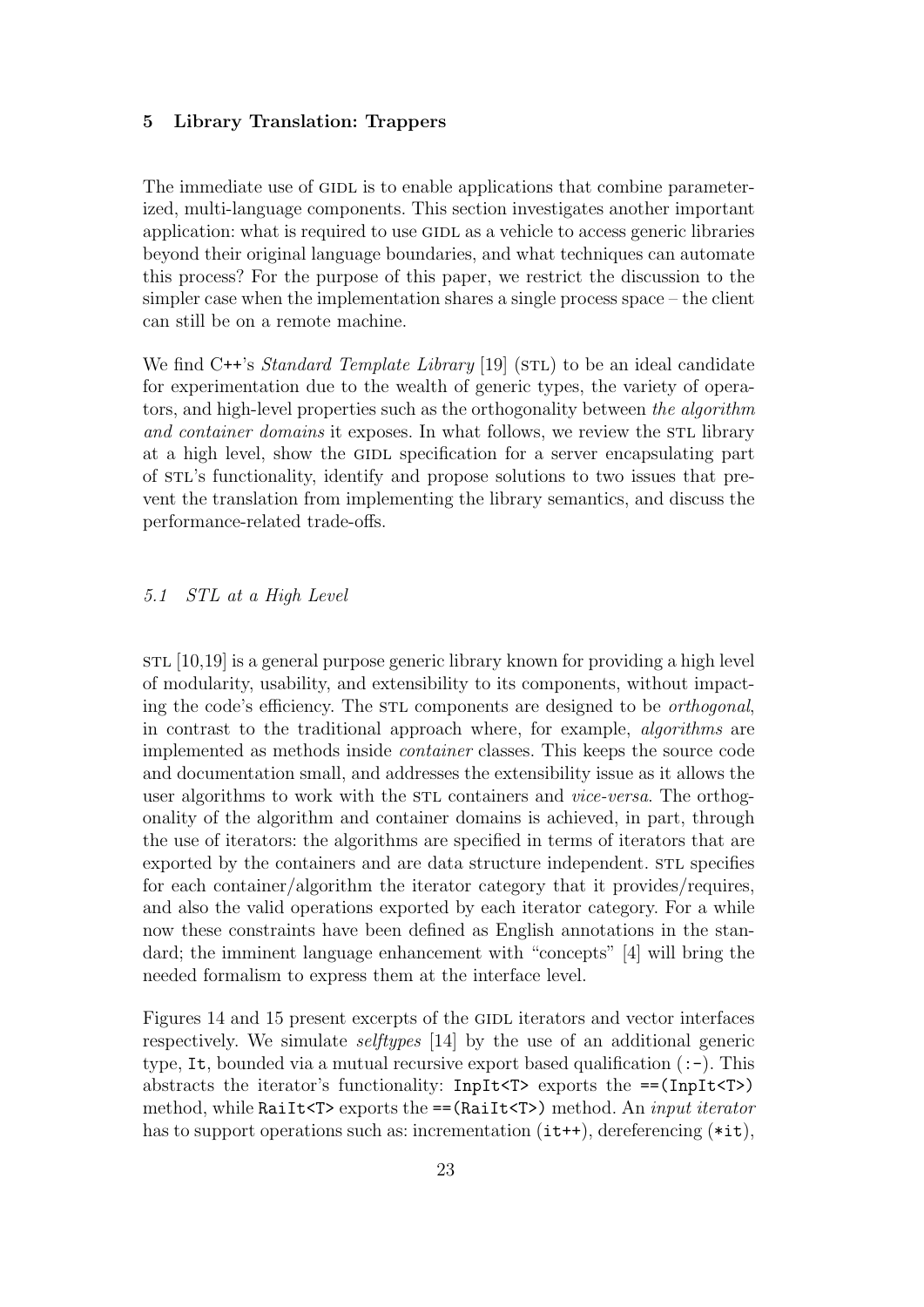## 5 Library Translation: Trappers

The immediate use of GIDL is to enable applications that combine parameterized, multi-language components. This section investigates another important application: what is required to use GIDL as a vehicle to access generic libraries beyond their original language boundaries, and what techniques can automate this process? For the purpose of this paper, we restrict the discussion to the simpler case when the implementation shares a single process space – the client can still be on a remote machine.

We find C++'s *Standard Template Library* [19] (STL) to be an ideal candidate for experimentation due to the wealth of generic types, the variety of operators, and high-level properties such as the orthogonality between *the algorithm and container domains* it exposes. In what follows, we review the STL library at a high level, show the GIDL specification for a server encapsulating part of STL's functionality, identify and propose solutions to two issues that prevent the translation from implementing the library semantics, and discuss the performance-related trade-offs.

### *5.1 STL at a High Level*

STL [10,19] is a general purpose generic library known for providing a high level of modularity, usability, and extensibility to its components, without impacting the code's efficiency. The STL components are designed to be *orthogonal*, in contrast to the traditional approach where, for example, *algorithms* are implemented as methods inside *container* classes. This keeps the source code and documentation small, and addresses the extensibility issue as it allows the user algorithms to work with the STL containers and *vice-versa*. The orthogonality of the algorithm and container domains is achieved, in part, through the use of iterators: the algorithms are specified in terms of iterators that are exported by the containers and are data structure independent. STL specifies for each container/algorithm the iterator category that it provides/requires, and also the valid operations exported by each iterator category. For a while now these constraints have been defined as English annotations in the standard; the imminent language enhancement with "concepts" [4] will bring the needed formalism to express them at the interface level.

Figures 14 and 15 present excerpts of the GIDL iterators and vector interfaces respectively. We simulate *selftypes* [14] by the use of an additional generic type, `It`, bounded via a mutual recursive export based qualification (`:-`). This abstracts the iterator's functionality: `InpIt<T>` exports the `==(InpIt<T>)` method, while `RaiIt<T>` exports the `==(RaiIt<T>)` method. An *input iterator* has to support operations such as: incrementation (`it++`), dereferencing (`*it`),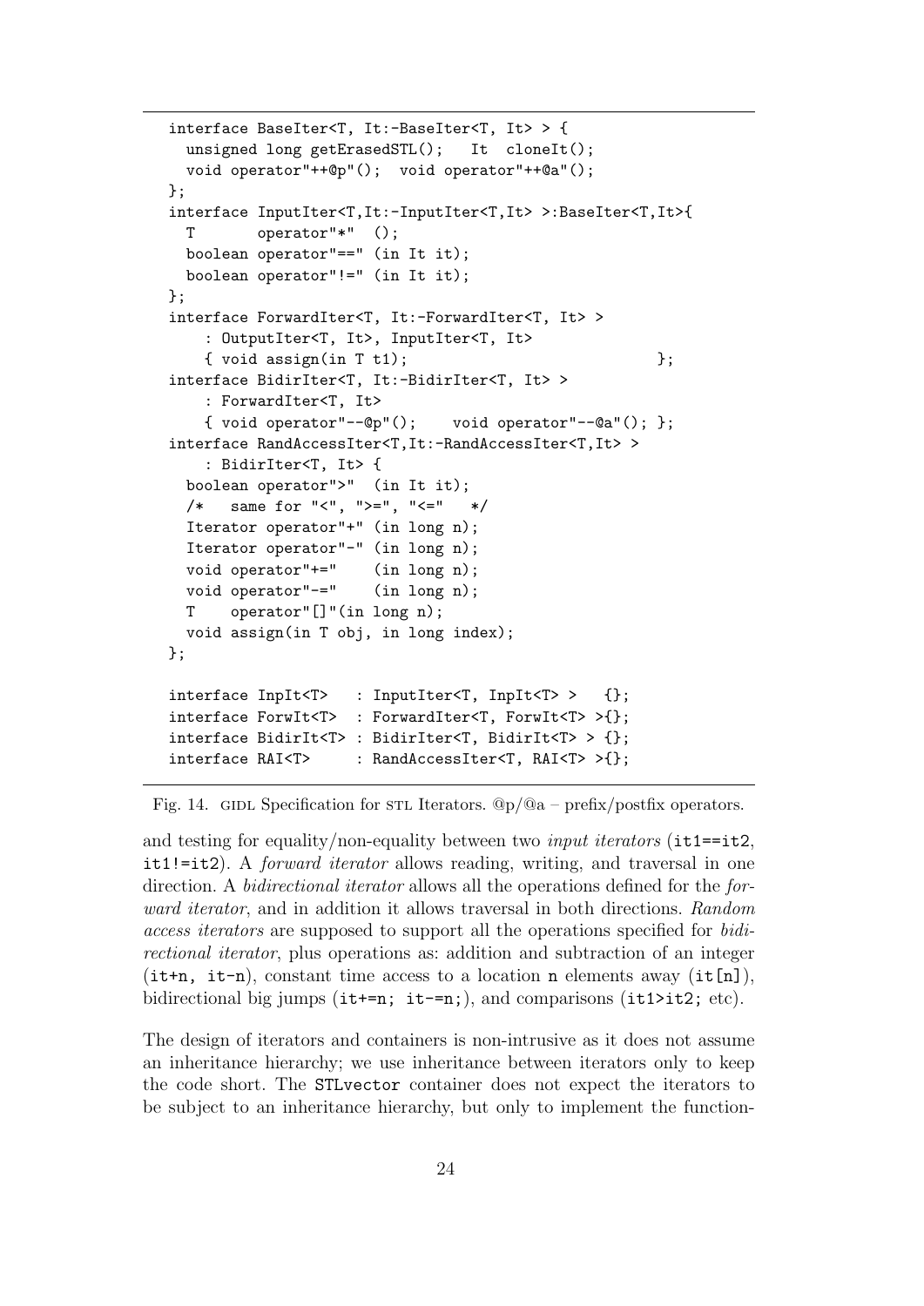```
interface BaseIter<T, It:-BaseIter<T, It> > {
  unsigned long getErasedSTL();   It  cloneIt();
  void operator"++@p"();  void operator"++@a"();
};
interface InputIter<T,It:-InputIter<T,It> >:BaseIter<T,It>{
  T       operator"*"  ();
  boolean operator"==" (in It it);
  boolean operator"!=" (in It it);
};
interface ForwardIter<T, It:-ForwardIter<T, It> >
    : OutputIter<T, It>, InputIter<T, It>
    { void assign(in T t1);                               };
interface BidirIter<T, It:-BidirIter<T, It> >
    : ForwardIter<T, It>
    { void operator"--@p"();    void operator"--@a"(); };
interface RandAccessIter<T,It:-RandAccessIter<T,It> >
    : BidirIter<T, It> {
  boolean operator">"  (in It it);
  /*   same for "<", ">=", "<="   */
  Iterator operator"+" (in long n);
  Iterator operator"-" (in long n);
  void operator"+="    (in long n);
  void operator"-="    (in long n);
  T    operator"[]"(in long n);
  void assign(in T obj, in long index);
};

interface InpIt<T>   : InputIter<T, InpIt<T> >   {};
interface ForwIt<T>  : ForwardIter<T, ForwIt<T> >{};
interface BidirIt<T> : BidirIter<T, BidirIt<T> > {};
interface RAI<T>     : RandAccessIter<T, RAI<T> >{};
```

Fig. 14. GIDL Specification for STL Iterators. @p/@a – prefix/postfix operators.

and testing for equality/non-equality between two *input iterators* (`it1==it2`, `it1!=it2`). A *forward iterator* allows reading, writing, and traversal in one direction. A *bidirectional iterator* allows all the operations defined for the *forward iterator*, and in addition it allows traversal in both directions. *Random access iterators* are supposed to support all the operations specified for *bidirectional iterator*, plus operations as: addition and subtraction of an integer (`it+n, it-n`), constant time access to a location `n` elements away (`it[n]`), bidirectional big jumps (`it+=n; it-=n;`), and comparisons (`it1>it2;` etc).

The design of iterators and containers is non-intrusive as it does not assume an inheritance hierarchy; we use inheritance between iterators only to keep the code short. The `STLvector` container does not expect the iterators to be subject to an inheritance hierarchy, but only to implement the function-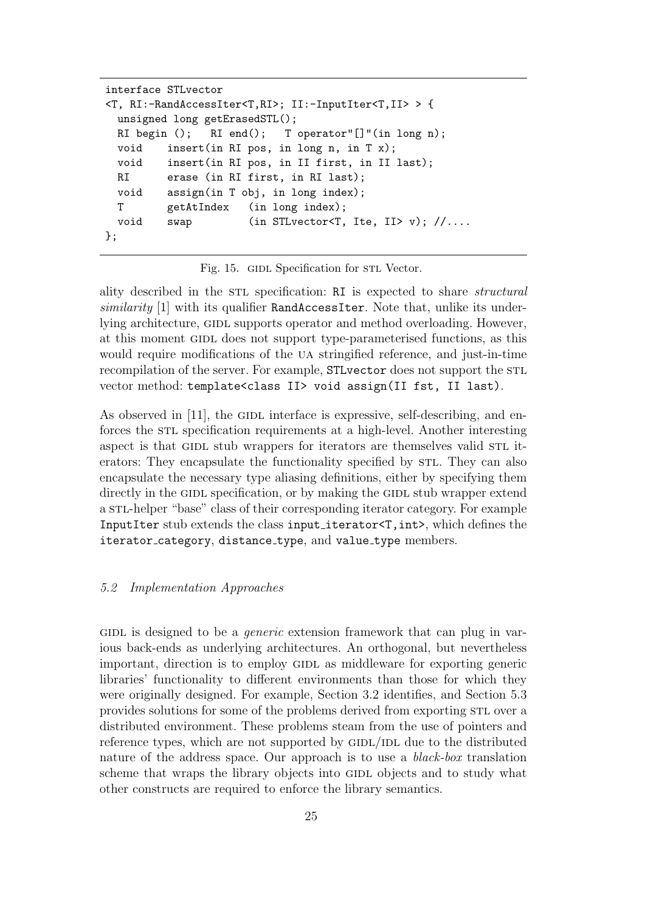```
interface STLvector
<T, RI:-RandAccessIter<T,RI>; II:-InputIter<T,II> > {
  unsigned long getErasedSTL();
  RI begin ();   RI end();   T operator"[]"(in long n);
  void    insert(in RI pos, in long n, in T x);
  void    insert(in RI pos, in II first, in II last);
  RI      erase (in RI first, in RI last);
  void    assign(in T obj, in long index);
  T       getAtIndex   (in long index);
  void    swap         (in STLvector<T, Ite, II> v); //....
};
```

Fig. 15. GIDL Specification for STL Vector.

ality described in the STL specification: RI is expected to share *structural similarity* [1] with its qualifier RandAccessIter. Note that, unlike its underlying architecture, GIDL supports operator and method overloading. However, at this moment GIDL does not support type-parameterised functions, as this would require modifications of the UA stringified reference, and just-in-time recompilation of the server. For example, STLvector does not support the STL vector method: `template<class II> void assign(II fst, II last)`.

As observed in [11], the GIDL interface is expressive, self-describing, and enforces the STL specification requirements at a high-level. Another interesting aspect is that GIDL stub wrappers for iterators are themselves valid STL iterators: They encapsulate the functionality specified by STL. They can also encapsulate the necessary type aliasing definitions, either by specifying them directly in the GIDL specification, or by making the GIDL stub wrapper extend a STL-helper "base" class of their corresponding iterator category. For example InputIter stub extends the class `input_iterator<T,int>`, which defines the `iterator_category`, `distance_type`, and `value_type` members.

### *5.2 Implementation Approaches*

GIDL is designed to be a *generic* extension framework that can plug in various back-ends as underlying architectures. An orthogonal, but nevertheless important, direction is to employ GIDL as middleware for exporting generic libraries' functionality to different environments than those for which they were originally designed. For example, Section 3.2 identifies, and Section 5.3 provides solutions for some of the problems derived from exporting STL over a distributed environment. These problems steam from the use of pointers and reference types, which are not supported by GIDL/IDL due to the distributed nature of the address space. Our approach is to use a *black-box* translation scheme that wraps the library objects into GIDL objects and to study what other constructs are required to enforce the library semantics.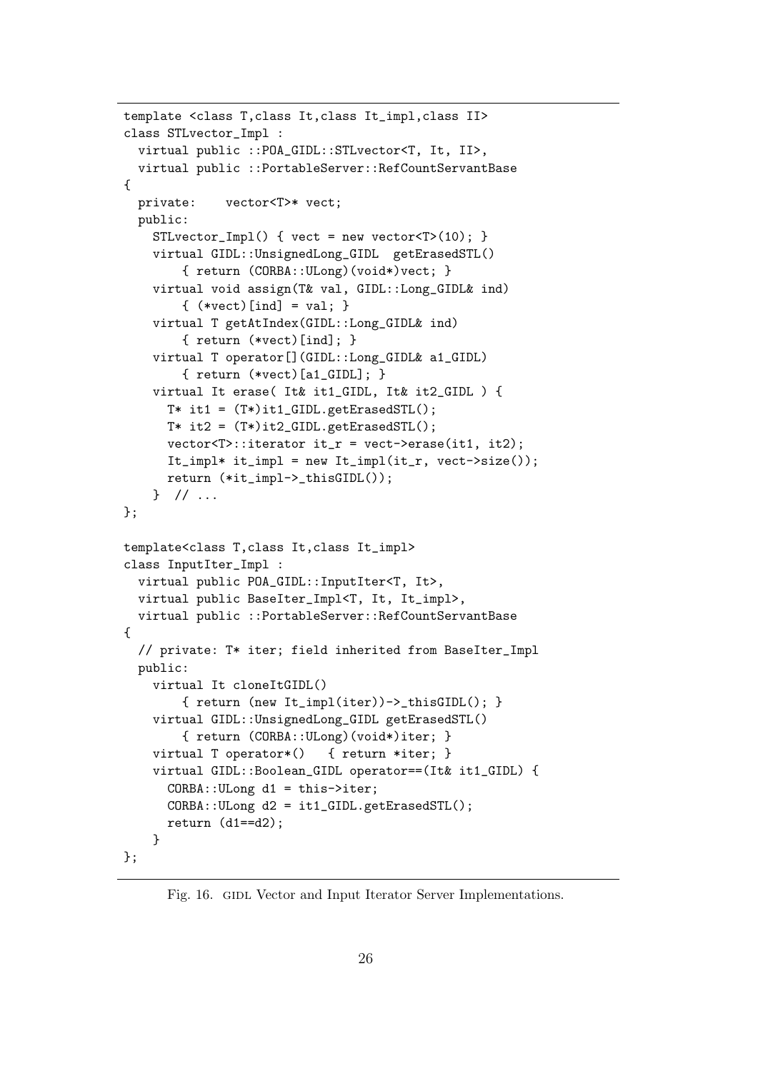```
template <class T,class It,class It_impl,class II>
class STLvector_Impl :
  virtual public ::POA_GIDL::STLvector<T, It, II>,
  virtual public ::PortableServer::RefCountServantBase
{
  private:    vector<T>* vect;
  public:
    STLvector_Impl() { vect = new vector<T>(10); }
    virtual GIDL::UnsignedLong_GIDL  getErasedSTL()
        { return (CORBA::ULong)(void*)vect; }
    virtual void assign(T& val, GIDL::Long_GIDL& ind)
        { (*vect)[ind] = val; }
    virtual T getAtIndex(GIDL::Long_GIDL& ind)
        { return (*vect)[ind]; }
    virtual T operator[](GIDL::Long_GIDL& a1_GIDL)
        { return (*vect)[a1_GIDL]; }
    virtual It erase( It& it1_GIDL, It& it2_GIDL ) {
      T* it1 = (T*)it1_GIDL.getErasedSTL();
      T* it2 = (T*)it2_GIDL.getErasedSTL();
      vector<T>::iterator it_r = vect->erase(it1, it2);
      It_impl* it_impl = new It_impl(it_r, vect->size());
      return (*it_impl->_thisGIDL());
    }  // ...
};

template<class T,class It,class It_impl>
class InputIter_Impl :
  virtual public POA_GIDL::InputIter<T, It>,
  virtual public BaseIter_Impl<T, It, It_impl>,
  virtual public ::PortableServer::RefCountServantBase
{
  // private: T* iter; field inherited from BaseIter_Impl
  public:
    virtual It cloneItGIDL()
        { return (new It_impl(iter))->_thisGIDL(); }
    virtual GIDL::UnsignedLong_GIDL getErasedSTL()
        { return (CORBA::ULong)(void*)iter; }
    virtual T operator*()   { return *iter; }
    virtual GIDL::Boolean_GIDL operator==(It& it1_GIDL) {
      CORBA::ULong d1 = this->iter;
      CORBA::ULong d2 = it1_GIDL.getErasedSTL();
      return (d1==d2);
    }
};
```

Fig. 16. GIDL Vector and Input Iterator Server Implementations.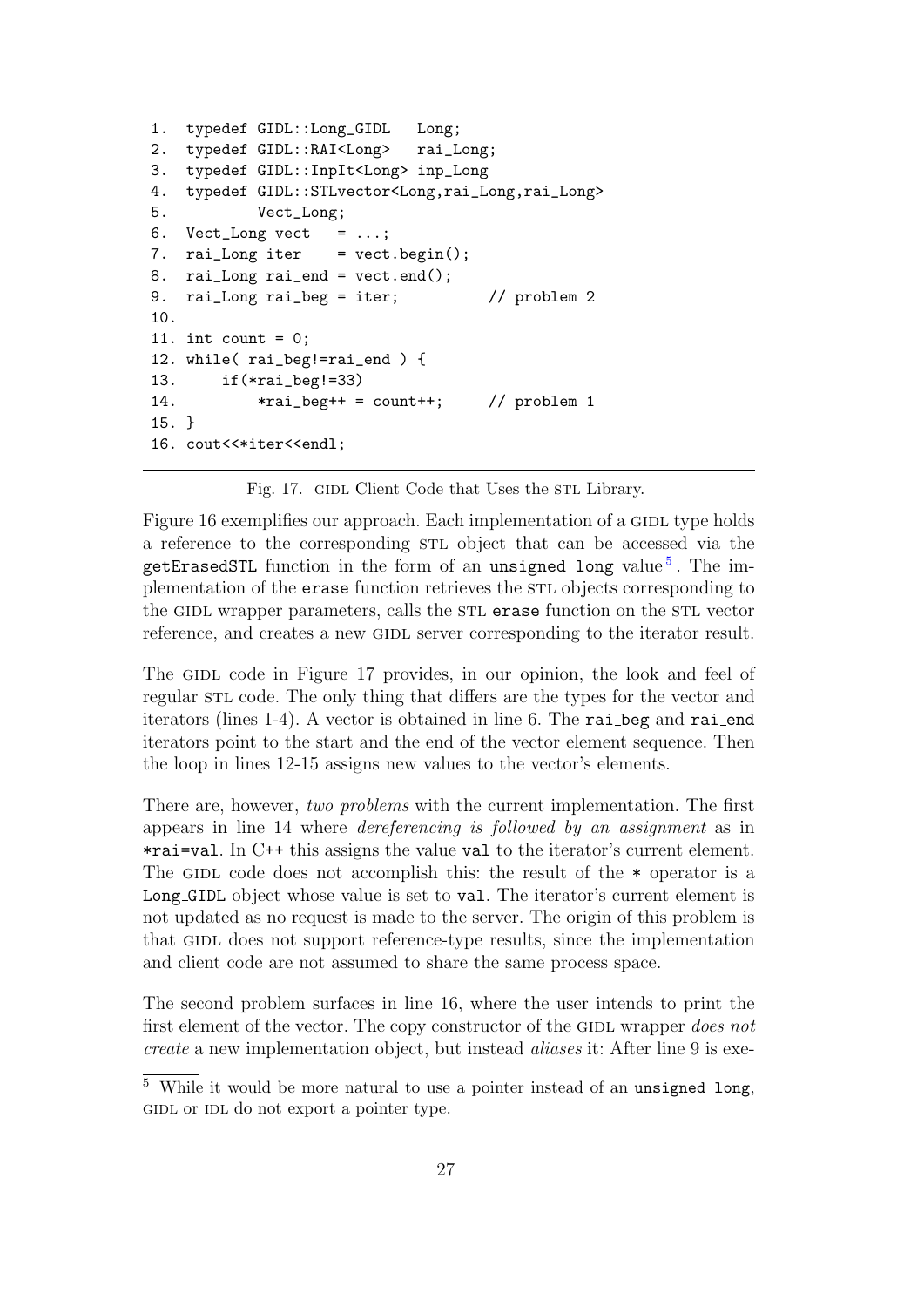```
1.  typedef GIDL::Long_GIDL   Long;
2.  typedef GIDL::RAI<Long>   rai_Long;
3.  typedef GIDL::InpIt<Long> inp_Long
4.  typedef GIDL::STLvector<Long,rai_Long,rai_Long>
5.          Vect_Long;
6.  Vect_Long vect   = ...;
7.  rai_Long iter    = vect.begin();
8.  rai_Long rai_end = vect.end();
9.  rai_Long rai_beg = iter;          // problem 2
10.
11. int count = 0;
12. while( rai_beg!=rai_end ) {
13.     if(*rai_beg!=33)
14.         *rai_beg++ = count++;     // problem 1
15. }
16. cout<<*iter<<endl;
```

Fig. 17. GIDL Client Code that Uses the STL Library.

Figure 16 exemplifies our approach. Each implementation of a GIDL type holds a reference to the corresponding STL object that can be accessed via the `getErasedSTL` function in the form of an `unsigned long` value[5]. The implementation of the `erase` function retrieves the STL objects corresponding to the GIDL wrapper parameters, calls the STL `erase` function on the STL vector reference, and creates a new GIDL server corresponding to the iterator result.

The GIDL code in Figure 17 provides, in our opinion, the look and feel of regular STL code. The only thing that differs are the types for the vector and iterators (lines 1-4). A vector is obtained in line 6. The `rai_beg` and `rai_end` iterators point to the start and the end of the vector element sequence. Then the loop in lines 12-15 assigns new values to the vector's elements.

There are, however, *two problems* with the current implementation. The first appears in line 14 where *dereferencing is followed by an assignment* as in `*rai=val`. In C++ this assigns the value `val` to the iterator's current element. The GIDL code does not accomplish this: the result of the `*` operator is a `Long_GIDL` object whose value is set to `val`. The iterator's current element is not updated as no request is made to the server. The origin of this problem is that GIDL does not support reference-type results, since the implementation and client code are not assumed to share the same process space.

The second problem surfaces in line 16, where the user intends to print the first element of the vector. The copy constructor of the GIDL wrapper *does not create* a new implementation object, but instead *aliases* it: After line 9 is exe-

[5] While it would be more natural to use a pointer instead of an `unsigned long`, GIDL or IDL do not export a pointer type.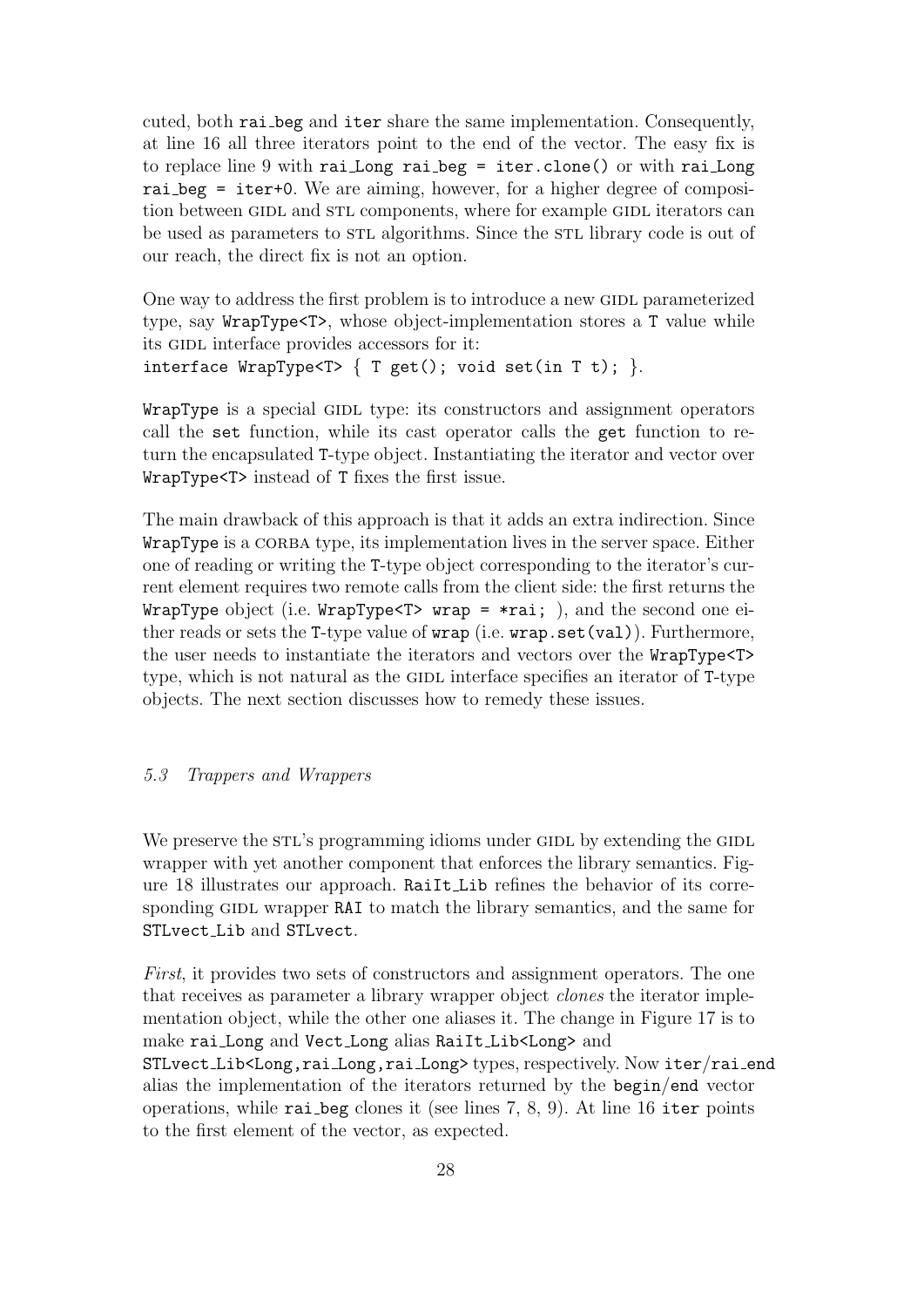cuted, both `rai_beg` and `iter` share the same implementation. Consequently, at line 16 all three iterators point to the end of the vector. The easy fix is to replace line 9 with `rai_Long rai_beg = iter.clone()` or with `rai_Long rai_beg = iter+0`. We are aiming, however, for a higher degree of composition between GIDL and STL components, where for example GIDL iterators can be used as parameters to STL algorithms. Since the STL library code is out of our reach, the direct fix is not an option.

One way to address the first problem is to introduce a new GIDL parameterized type, say `WrapType<T>`, whose object-implementation stores a `T` value while its GIDL interface provides accessors for it:
`interface WrapType<T> { T get(); void set(in T t); }`.

`WrapType` is a special GIDL type: its constructors and assignment operators call the `set` function, while its cast operator calls the `get` function to return the encapsulated `T`-type object. Instantiating the iterator and vector over `WrapType<T>` instead of `T` fixes the first issue.

The main drawback of this approach is that it adds an extra indirection. Since `WrapType` is a CORBA type, its implementation lives in the server space. Either one of reading or writing the `T`-type object corresponding to the iterator's current element requires two remote calls from the client side: the first returns the `WrapType` object (i.e. `WrapType<T> wrap = *rai;` ), and the second one either reads or sets the `T`-type value of `wrap` (i.e. `wrap.set(val)`). Furthermore, the user needs to instantiate the iterators and vectors over the `WrapType<T>` type, which is not natural as the GIDL interface specifies an iterator of `T`-type objects. The next section discusses how to remedy these issues.

### *5.3 Trappers and Wrappers*

We preserve the STL's programming idioms under GIDL by extending the GIDL wrapper with yet another component that enforces the library semantics. Figure 18 illustrates our approach. `RaiIt_Lib` refines the behavior of its corresponding GIDL wrapper `RAI` to match the library semantics, and the same for `STLvect_Lib` and `STLvect`.

*First*, it provides two sets of constructors and assignment operators. The one that receives as parameter a library wrapper object *clones* the iterator implementation object, while the other one aliases it. The change in Figure 17 is to make `rai_Long` and `Vect_Long` alias `RaiIt_Lib<Long>` and `STLvect_Lib<Long,rai_Long,rai_Long>` types, respectively. Now `iter`/`rai_end` alias the implementation of the iterators returned by the `begin`/`end` vector operations, while `rai_beg` clones it (see lines 7, 8, 9). At line 16 `iter` points to the first element of the vector, as expected.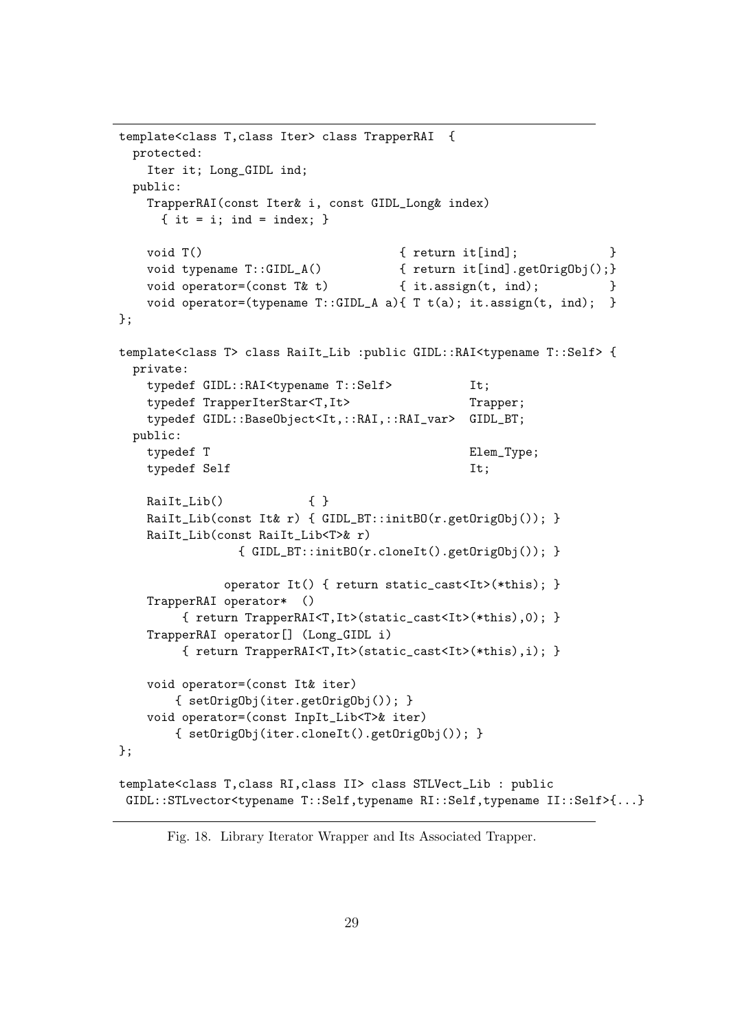```
template<class T,class Iter> class TrapperRAI  {
  protected:
    Iter it; Long_GIDL ind;
  public:
    TrapperRAI(const Iter& i, const GIDL_Long& index)
      { it = i; ind = index; }

    void T()                           { return it[ind];             }
    void typename T::GIDL_A()          { return it[ind].getOrigObj();}
    void operator=(const T& t)         { it.assign(t, ind);          }
    void operator=(typename T::GIDL_A a){ T t(a); it.assign(t, ind);  }
};

template<class T> class RaiIt_Lib :public GIDL::RAI<typename T::Self> {
  private:
    typedef GIDL::RAI<typename T::Self>           It;
    typedef TrapperIterStar<T,It>                 Trapper;
    typedef GIDL::BaseObject<It,::RAI,::RAI_var>  GIDL_BT;
  public:
    typedef T                                     Elem_Type;
    typedef Self                                  It;

    RaiIt_Lib()            { }
    RaiIt_Lib(const It& r) { GIDL_BT::initBO(r.getOrigObj()); }
    RaiIt_Lib(const RaiIt_Lib<T>& r)
                 { GIDL_BT::initBO(r.cloneIt().getOrigObj()); }

               operator It() { return static_cast<It>(*this); }
    TrapperRAI operator*  ()
         { return TrapperRAI<T,It>(static_cast<It>(*this),0); }
    TrapperRAI operator[] (Long_GIDL i)
         { return TrapperRAI<T,It>(static_cast<It>(*this),i); }

    void operator=(const It& iter)
        { setOrigObj(iter.getOrigObj()); }
    void operator=(const InpIt_Lib<T>& iter)
        { setOrigObj(iter.cloneIt().getOrigObj()); }
};

template<class T,class RI,class II> class STLVect_Lib : public
 GIDL::STLvector<typename T::Self,typename RI::Self,typename II::Self>{...}
```

Fig. 18. Library Iterator Wrapper and Its Associated Trapper.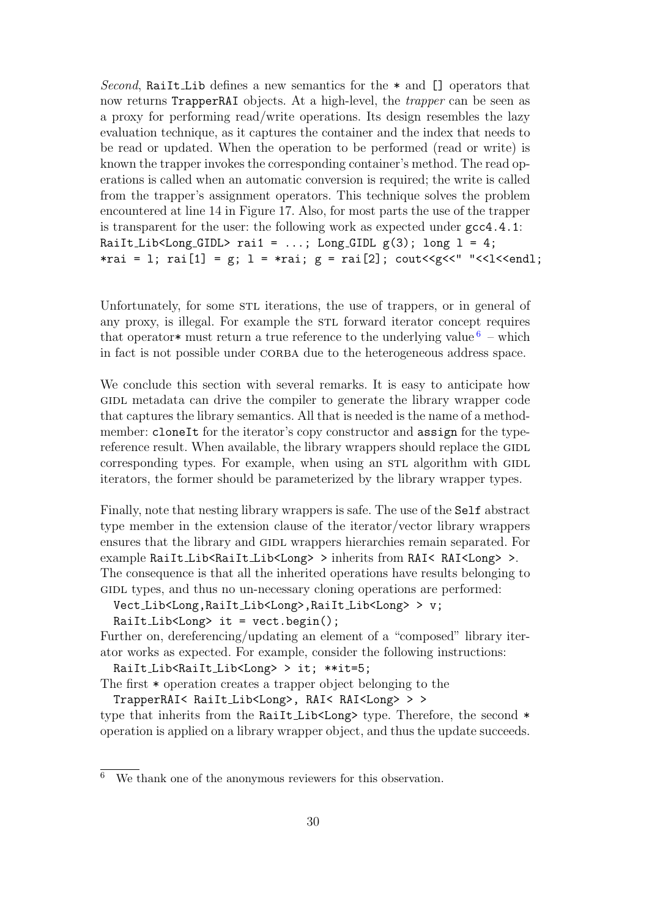*Second*, `RaiIt_Lib` defines a new semantics for the `*` and `[]` operators that now returns `TrapperRAI` objects. At a high-level, the *trapper* can be seen as a proxy for performing read/write operations. Its design resembles the lazy evaluation technique, as it captures the container and the index that needs to be read or updated. When the operation to be performed (read or write) is known the trapper invokes the corresponding container's method. The read operations is called when an automatic conversion is required; the write is called from the trapper's assignment operators. This technique solves the problem encountered at line 14 in Figure 17. Also, for most parts the use of the trapper is transparent for the user: the following work as expected under `gcc4.4.1`:
`RaiIt_Lib<Long_GIDL> rai1 = ...; Long_GIDL g(3); long l = 4;`
`*rai = l; rai[1] = g; l = *rai; g = rai[2]; cout<<g<<" "<<l<<endl;`

Unfortunately, for some STL iterations, the use of trappers, or in general of any proxy, is illegal. For example the STL forward iterator concept requires that operator* must return a true reference to the underlying value [6] – which in fact is not possible under CORBA due to the heterogeneous address space.

We conclude this section with several remarks. It is easy to anticipate how GIDL metadata can drive the compiler to generate the library wrapper code that captures the library semantics. All that is needed is the name of a method-member: `cloneIt` for the iterator's copy constructor and `assign` for the type-reference result. When available, the library wrappers should replace the GIDL corresponding types. For example, when using an STL algorithm with GIDL iterators, the former should be parameterized by the library wrapper types.

Finally, note that nesting library wrappers is safe. The use of the `Self` abstract type member in the extension clause of the iterator/vector library wrappers ensures that the library and GIDL wrappers hierarchies remain separated. For example `RaiIt_Lib<RaiIt_Lib<Long> >` inherits from `RAI< RAI<Long> >`. The consequence is that all the inherited operations have results belonging to GIDL types, and thus no un-necessary cloning operations are performed:

```
Vect_Lib<Long,RaiIt_Lib<Long>,RaiIt_Lib<Long> > v;
RaiIt_Lib<Long> it = vect.begin();
```

Further on, dereferencing/updating an element of a "composed" library iterator works as expected. For example, consider the following instructions:

```
RaiIt_Lib<RaiIt_Lib<Long> > it; **it=5;
```

The first `*` operation creates a trapper object belonging to the

```
TrapperRAI< RaiIt_Lib<Long>, RAI< RAI<Long> > >
```

type that inherits from the `RaiIt_Lib<Long>` type. Therefore, the second `*` operation is applied on a library wrapper object, and thus the update succeeds.

---

[6] We thank one of the anonymous reviewers for this observation.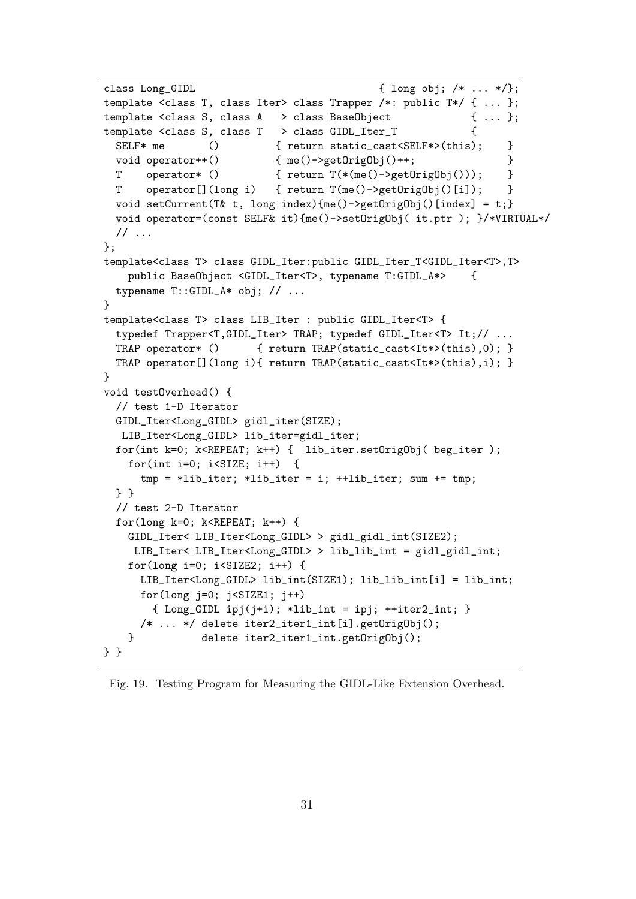```
class Long_GIDL                              { long obj; /* ... */};
template <class T, class Iter> class Trapper /*: public T*/ { ... };
template <class S, class A   > class BaseObject             { ... };
template <class S, class T   > class GIDL_Iter_T            {
  SELF* me       ()         { return static_cast<SELF*>(this);    }
  void operator++()         { me()->getOrigObj()++;               }
  T    operator* ()         { return T(*(me()->getOrigObj()));    }
  T    operator[](long i)   { return T(me()->getOrigObj()[i]);    }
  void setCurrent(T& t, long index){me()->getOrigObj()[index] = t;}
  void operator=(const SELF& it){me()->setOrigObj( it.ptr ); }/*VIRTUAL*/
  // ...
};
template<class T> class GIDL_Iter:public GIDL_Iter_T<GIDL_Iter<T>,T>
    public BaseObject <GIDL_Iter<T>, typename T:GIDL_A*>    {
  typename T::GIDL_A* obj; // ...
}
template<class T> class LIB_Iter : public GIDL_Iter<T> {
  typedef Trapper<T,GIDL_Iter> TRAP; typedef GIDL_Iter<T> It;// ...
  TRAP operator* ()      { return TRAP(static_cast<It*>(this),0); }
  TRAP operator[](long i){ return TRAP(static_cast<It*>(this),i); }
}
void testOverhead() {
  // test 1-D Iterator
  GIDL_Iter<Long_GIDL> gidl_iter(SIZE);
   LIB_Iter<Long_GIDL> lib_iter=gidl_iter;
  for(int k=0; k<REPEAT; k++) {  lib_iter.setOrigObj( beg_iter );
    for(int i=0; i<SIZE; i++)  {
      tmp = *lib_iter; *lib_iter = i; ++lib_iter; sum += tmp;
  } }
  // test 2-D Iterator
  for(long k=0; k<REPEAT; k++) {
    GIDL_Iter< LIB_Iter<Long_GIDL> > gidl_gidl_int(SIZE2);
     LIB_Iter< LIB_Iter<Long_GIDL> > lib_lib_int = gidl_gidl_int;
    for(long i=0; i<SIZE2; i++) {
      LIB_Iter<Long_GIDL> lib_int(SIZE1); lib_lib_int[i] = lib_int;
      for(long j=0; j<SIZE1; j++)
        { Long_GIDL ipj(j+i); *lib_int = ipj; ++iter2_int; }
      /* ... */ delete iter2_iter1_int[i].getOrigObj();
    }           delete iter2_iter1_int.getOrigObj();
} }
```

Fig. 19. Testing Program for Measuring the GIDL-Like Extension Overhead.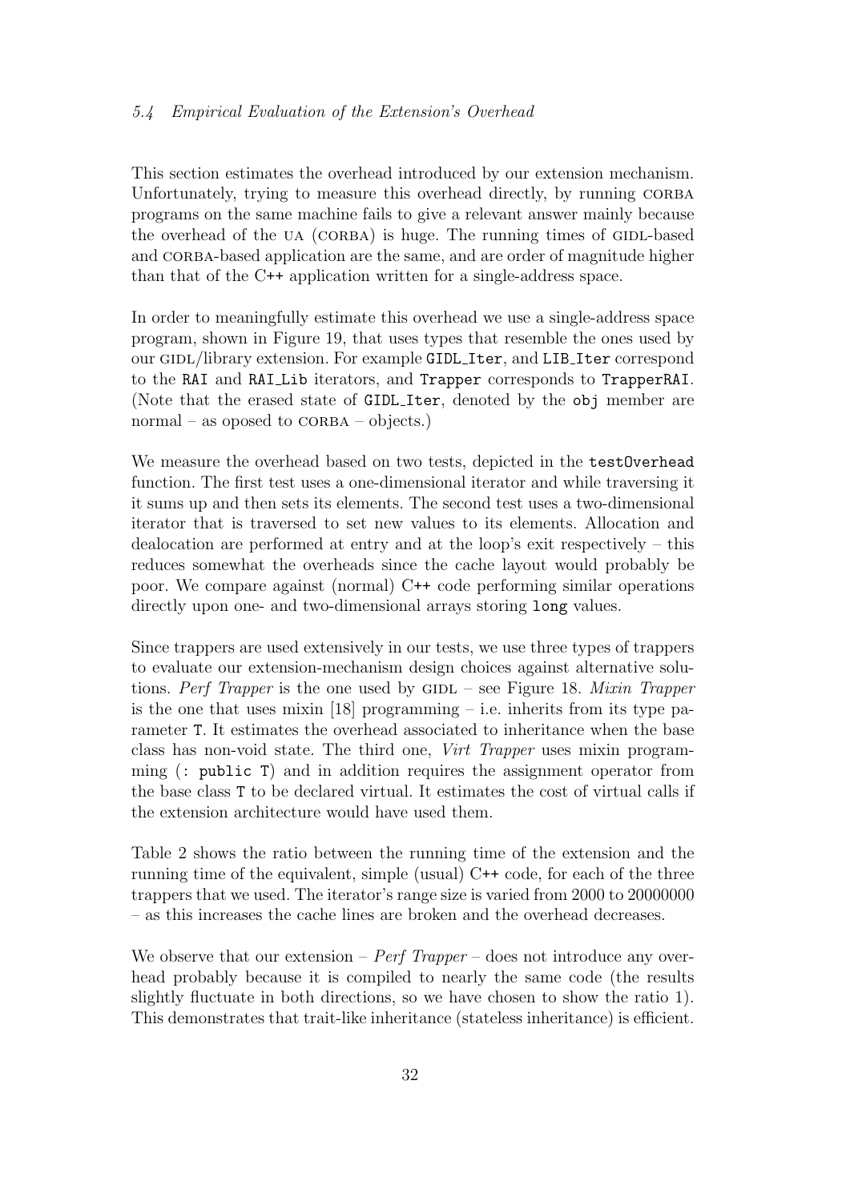### 5.4 Empirical Evaluation of the Extension's Overhead

This section estimates the overhead introduced by our extension mechanism. Unfortunately, trying to measure this overhead directly, by running CORBA programs on the same machine fails to give a relevant answer mainly because the overhead of the UA (CORBA) is huge. The running times of GIDL-based and CORBA-based application are the same, and are order of magnitude higher than that of the C++ application written for a single-address space.

In order to meaningfully estimate this overhead we use a single-address space program, shown in Figure 19, that uses types that resemble the ones used by our GIDL/library extension. For example `GIDL_Iter`, and `LIB_Iter` correspond to the `RAI` and `RAI_Lib` iterators, and `Trapper` corresponds to `TrapperRAI`. (Note that the erased state of `GIDL_Iter`, denoted by the `obj` member are normal – as oposed to CORBA – objects.)

We measure the overhead based on two tests, depicted in the `testOverhead` function. The first test uses a one-dimensional iterator and while traversing it it sums up and then sets its elements. The second test uses a two-dimensional iterator that is traversed to set new values to its elements. Allocation and dealocation are performed at entry and at the loop's exit respectively – this reduces somewhat the overheads since the cache layout would probably be poor. We compare against (normal) C++ code performing similar operations directly upon one- and two-dimensional arrays storing `long` values.

Since trappers are used extensively in our tests, we use three types of trappers to evaluate our extension-mechanism design choices against alternative solutions. *Perf Trapper* is the one used by GIDL – see Figure 18. *Mixin Trapper* is the one that uses mixin [18] programming – i.e. inherits from its type parameter `T`. It estimates the overhead associated to inheritance when the base class has non-void state. The third one, *Virt Trapper* uses mixin programming (`: public T`) and in addition requires the assignment operator from the base class `T` to be declared virtual. It estimates the cost of virtual calls if the extension architecture would have used them.

Table 2 shows the ratio between the running time of the extension and the running time of the equivalent, simple (usual) C++ code, for each of the three trappers that we used. The iterator's range size is varied from 2000 to 20000000 – as this increases the cache lines are broken and the overhead decreases.

We observe that our extension – *Perf Trapper* – does not introduce any overhead probably because it is compiled to nearly the same code (the results slightly fluctuate in both directions, so we have chosen to show the ratio 1). This demonstrates that trait-like inheritance (stateless inheritance) is efficient.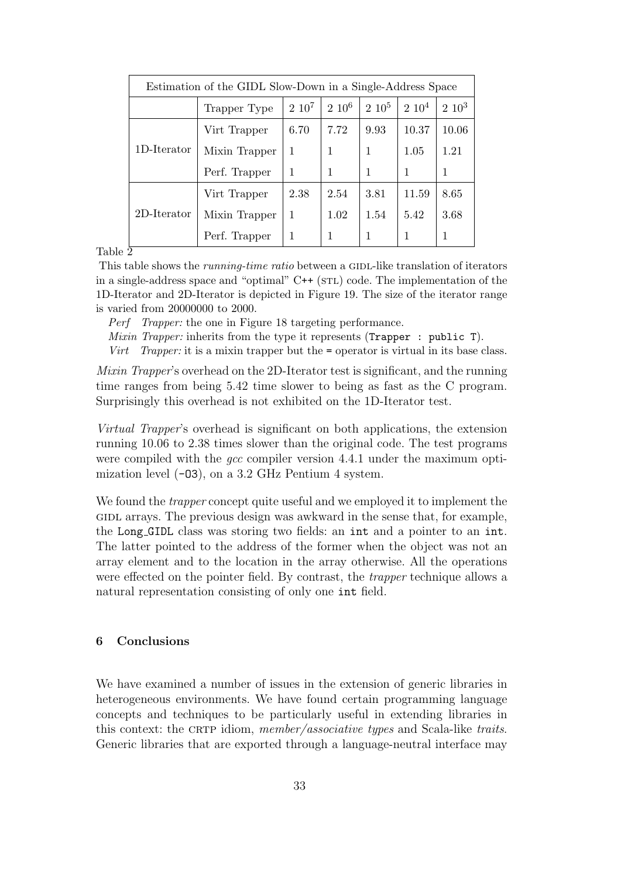| Estimation of the GIDL Slow-Down in a Single-Address Space | | | | | | |
|---|---|---|---|---|---|---|
| | Trapper Type | $2\ 10^7$ | $2\ 10^6$ | $2\ 10^5$ | $2\ 10^4$ | $2\ 10^3$ |
| 1D-Iterator | Virt Trapper | 6.70 | 7.72 | 9.93 | 10.37 | 10.06 |
| | Mixin Trapper | 1 | 1 | 1 | 1.05 | 1.21 |
| | Perf. Trapper | 1 | 1 | 1 | 1 | 1 |
| 2D-Iterator | Virt Trapper | 2.38 | 2.54 | 3.81 | 11.59 | 8.65 |
| | Mixin Trapper | 1 | 1.02 | 1.54 | 5.42 | 3.68 |
| | Perf. Trapper | 1 | 1 | 1 | 1 | 1 |

Table 2

This table shows the *running-time ratio* between a GIDL-like translation of iterators in a single-address space and "optimal" C++ (STL) code. The implementation of the 1D-Iterator and 2D-Iterator is depicted in Figure 19. The size of the iterator range is varied from 20000000 to 2000.

*Perf Trapper:* the one in Figure 18 targeting performance.

*Mixin Trapper:* inherits from the type it represents (`Trapper : public T`).

*Virt Trapper:* it is a mixin trapper but the `=` operator is virtual in its base class.

*Mixin Trapper*'s overhead on the 2D-Iterator test is significant, and the running time ranges from being 5.42 time slower to being as fast as the C program. Surprisingly this overhead is not exhibited on the 1D-Iterator test.

*Virtual Trapper*'s overhead is significant on both applications, the extension running 10.06 to 2.38 times slower than the original code. The test programs were compiled with the *gcc* compiler version 4.4.1 under the maximum optimization level (`-O3`), on a 3.2 GHz Pentium 4 system.

We found the *trapper* concept quite useful and we employed it to implement the GIDL arrays. The previous design was awkward in the sense that, for example, the `Long_GIDL` class was storing two fields: an `int` and a pointer to an `int`. The latter pointed to the address of the former when the object was not an array element and to the location in the array otherwise. All the operations were effected on the pointer field. By contrast, the *trapper* technique allows a natural representation consisting of only one `int` field.

## 6 Conclusions

We have examined a number of issues in the extension of generic libraries in heterogeneous environments. We have found certain programming language concepts and techniques to be particularly useful in extending libraries in this context: the CRTP idiom, *member/associative types* and Scala-like *traits*. Generic libraries that are exported through a language-neutral interface may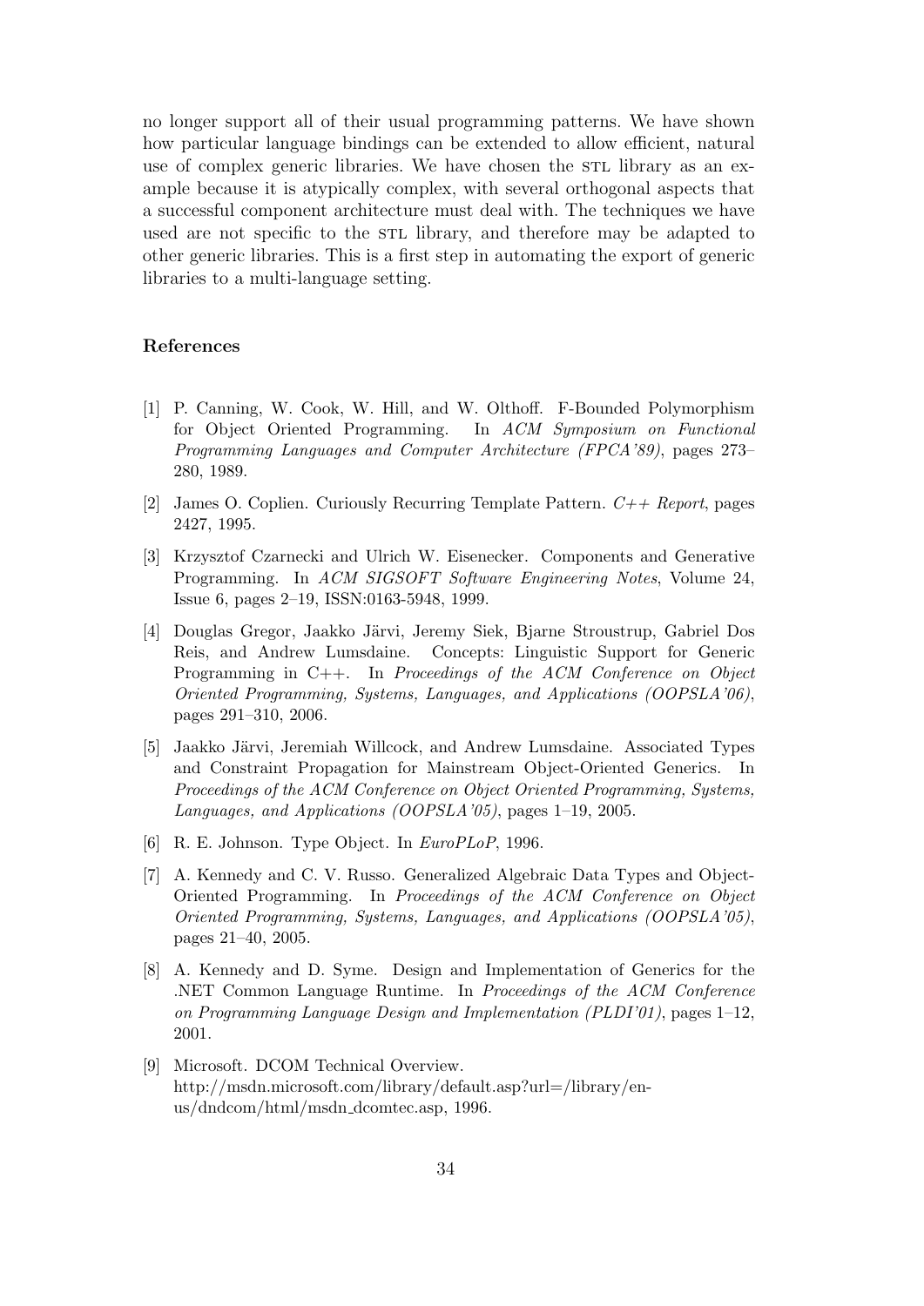no longer support all of their usual programming patterns. We have shown how particular language bindings can be extended to allow efficient, natural use of complex generic libraries. We have chosen the STL library as an example because it is atypically complex, with several orthogonal aspects that a successful component architecture must deal with. The techniques we have used are not specific to the STL library, and therefore may be adapted to other generic libraries. This is a first step in automating the export of generic libraries to a multi-language setting.

### References

[1] P. Canning, W. Cook, W. Hill, and W. Olthoff. F-Bounded Polymorphism for Object Oriented Programming. In *ACM Symposium on Functional Programming Languages and Computer Architecture (FPCA'89)*, pages 273–280, 1989.

[2] James O. Coplien. Curiously Recurring Template Pattern. *C++ Report*, pages 2427, 1995.

[3] Krzysztof Czarnecki and Ulrich W. Eisenecker. Components and Generative Programming. In *ACM SIGSOFT Software Engineering Notes*, Volume 24, Issue 6, pages 2–19, ISSN:0163-5948, 1999.

[4] Douglas Gregor, Jaakko Järvi, Jeremy Siek, Bjarne Stroustrup, Gabriel Dos Reis, and Andrew Lumsdaine. Concepts: Linguistic Support for Generic Programming in C++. In *Proceedings of the ACM Conference on Object Oriented Programming, Systems, Languages, and Applications (OOPSLA'06)*, pages 291–310, 2006.

[5] Jaakko Järvi, Jeremiah Willcock, and Andrew Lumsdaine. Associated Types and Constraint Propagation for Mainstream Object-Oriented Generics. In *Proceedings of the ACM Conference on Object Oriented Programming, Systems, Languages, and Applications (OOPSLA'05)*, pages 1–19, 2005.

[6] R. E. Johnson. Type Object. In *EuroPLoP*, 1996.

[7] A. Kennedy and C. V. Russo. Generalized Algebraic Data Types and Object-Oriented Programming. In *Proceedings of the ACM Conference on Object Oriented Programming, Systems, Languages, and Applications (OOPSLA'05)*, pages 21–40, 2005.

[8] A. Kennedy and D. Syme. Design and Implementation of Generics for the .NET Common Language Runtime. In *Proceedings of the ACM Conference on Programming Language Design and Implementation (PLDI'01)*, pages 1–12, 2001.

[9] Microsoft. DCOM Technical Overview. http://msdn.microsoft.com/library/default.asp?url=/library/en-us/dndcom/html/msdn_dcomtec.asp, 1996.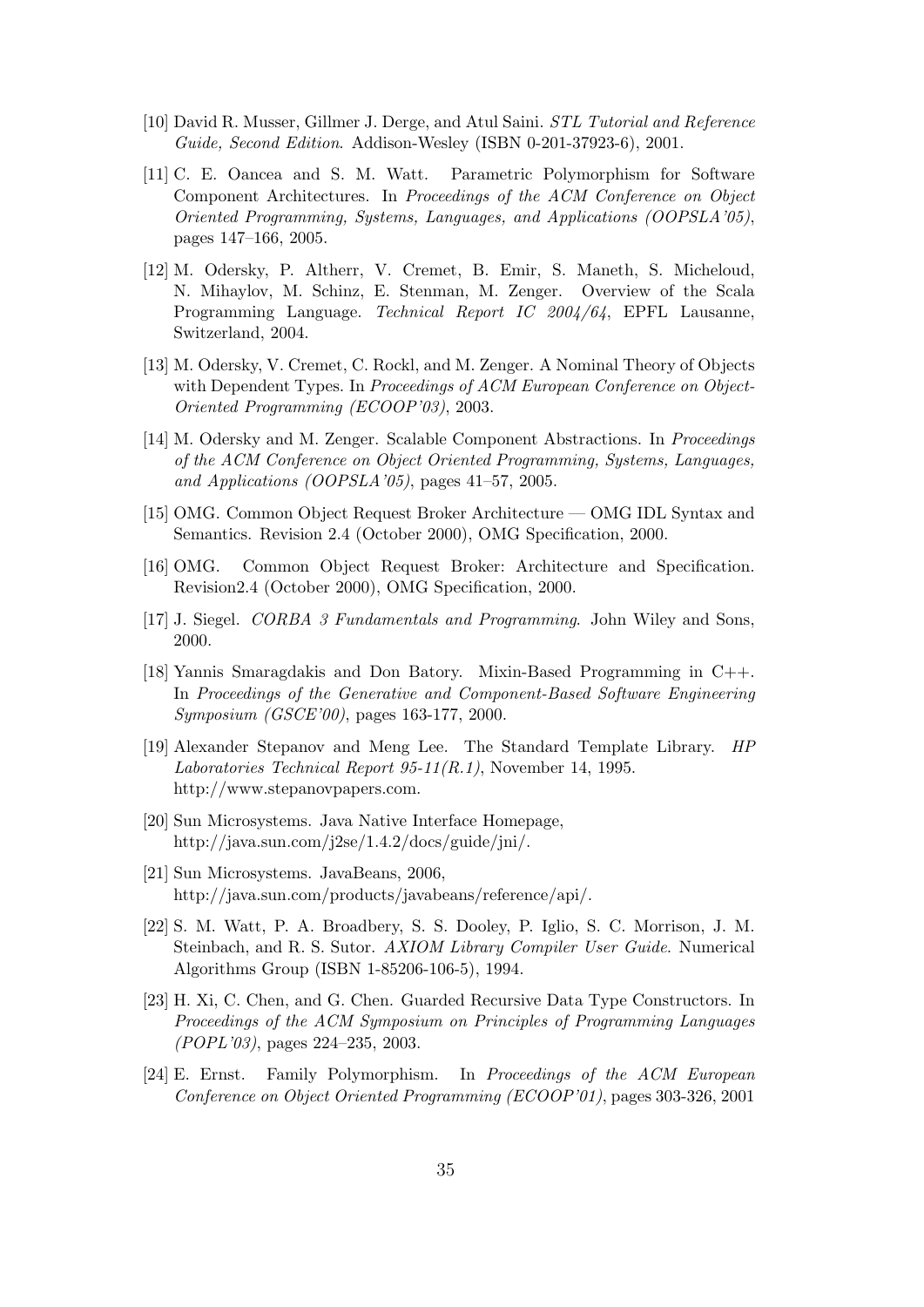[10] David R. Musser, Gillmer J. Derge, and Atul Saini. *STL Tutorial and Reference Guide, Second Edition*. Addison-Wesley (ISBN 0-201-37923-6), 2001.

[11] C. E. Oancea and S. M. Watt. Parametric Polymorphism for Software Component Architectures. In *Proceedings of the ACM Conference on Object Oriented Programming, Systems, Languages, and Applications (OOPSLA'05)*, pages 147–166, 2005.

[12] M. Odersky, P. Altherr, V. Cremet, B. Emir, S. Maneth, S. Micheloud, N. Mihaylov, M. Schinz, E. Stenman, M. Zenger. Overview of the Scala Programming Language. *Technical Report IC 2004/64*, EPFL Lausanne, Switzerland, 2004.

[13] M. Odersky, V. Cremet, C. Rockl, and M. Zenger. A Nominal Theory of Objects with Dependent Types. In *Proceedings of ACM European Conference on Object-Oriented Programming (ECOOP'03)*, 2003.

[14] M. Odersky and M. Zenger. Scalable Component Abstractions. In *Proceedings of the ACM Conference on Object Oriented Programming, Systems, Languages, and Applications (OOPSLA'05)*, pages 41–57, 2005.

[15] OMG. Common Object Request Broker Architecture — OMG IDL Syntax and Semantics. Revision 2.4 (October 2000), OMG Specification, 2000.

[16] OMG. Common Object Request Broker: Architecture and Specification. Revision2.4 (October 2000), OMG Specification, 2000.

[17] J. Siegel. *CORBA 3 Fundamentals and Programming*. John Wiley and Sons, 2000.

[18] Yannis Smaragdakis and Don Batory. Mixin-Based Programming in C++. In *Proceedings of the Generative and Component-Based Software Engineering Symposium (GSCE'00)*, pages 163-177, 2000.

[19] Alexander Stepanov and Meng Lee. The Standard Template Library. *HP Laboratories Technical Report 95-11(R.1)*, November 14, 1995. http://www.stepanovpapers.com.

[20] Sun Microsystems. Java Native Interface Homepage, http://java.sun.com/j2se/1.4.2/docs/guide/jni/.

[21] Sun Microsystems. JavaBeans, 2006, http://java.sun.com/products/javabeans/reference/api/.

[22] S. M. Watt, P. A. Broadbery, S. S. Dooley, P. Iglio, S. C. Morrison, J. M. Steinbach, and R. S. Sutor. *AXIOM Library Compiler User Guide*. Numerical Algorithms Group (ISBN 1-85206-106-5), 1994.

[23] H. Xi, C. Chen, and G. Chen. Guarded Recursive Data Type Constructors. In *Proceedings of the ACM Symposium on Principles of Programming Languages (POPL'03)*, pages 224–235, 2003.

[24] E. Ernst. Family Polymorphism. In *Proceedings of the ACM European Conference on Object Oriented Programming (ECOOP'01)*, pages 303-326, 2001